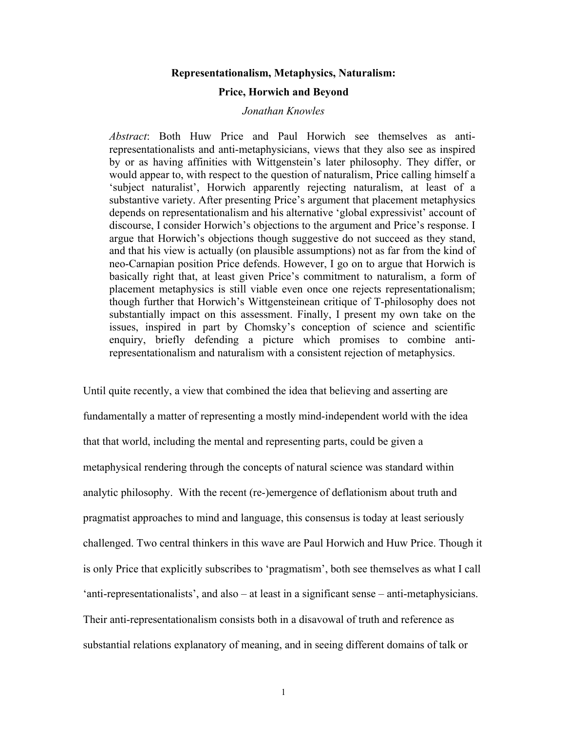# Representationalism, Metaphysics, Naturalism:

## Price, Horwich and Beyond

*Jonathan Knowles*

> *Abstract*: Both Huw Price and Paul Horwich see themselves as anti-representationalists and anti-metaphysicians, views that they also see as inspired by or as having affinities with Wittgenstein's later philosophy. They differ, or would appear to, with respect to the question of naturalism, Price calling himself a 'subject naturalist', Horwich apparently rejecting naturalism, at least of a substantive variety. After presenting Price's argument that placement metaphysics depends on representationalism and his alternative 'global expressivist' account of discourse, I consider Horwich's objections to the argument and Price's response. I argue that Horwich's objections though suggestive do not succeed as they stand, and that his view is actually (on plausible assumptions) not as far from the kind of neo-Carnapian position Price defends. However, I go on to argue that Horwich is basically right that, at least given Price's commitment to naturalism, a form of placement metaphysics is still viable even once one rejects representationalism; though further that Horwich's Wittgensteinean critique of T-philosophy does not substantially impact on this assessment. Finally, I present my own take on the issues, inspired in part by Chomsky's conception of science and scientific enquiry, briefly defending a picture which promises to combine anti-representationalism and naturalism with a consistent rejection of metaphysics.

Until quite recently, a view that combined the idea that believing and asserting are fundamentally a matter of representing a mostly mind-independent world with the idea that that world, including the mental and representing parts, could be given a metaphysical rendering through the concepts of natural science was standard within analytic philosophy. With the recent (re-)emergence of deflationism about truth and pragmatist approaches to mind and language, this consensus is today at least seriously challenged. Two central thinkers in this wave are Paul Horwich and Huw Price. Though it is only Price that explicitly subscribes to 'pragmatism', both see themselves as what I call 'anti-representationalists', and also – at least in a significant sense – anti-metaphysicians. Their anti-representationalism consists both in a disavowal of truth and reference as substantial relations explanatory of meaning, and in seeing different domains of talk or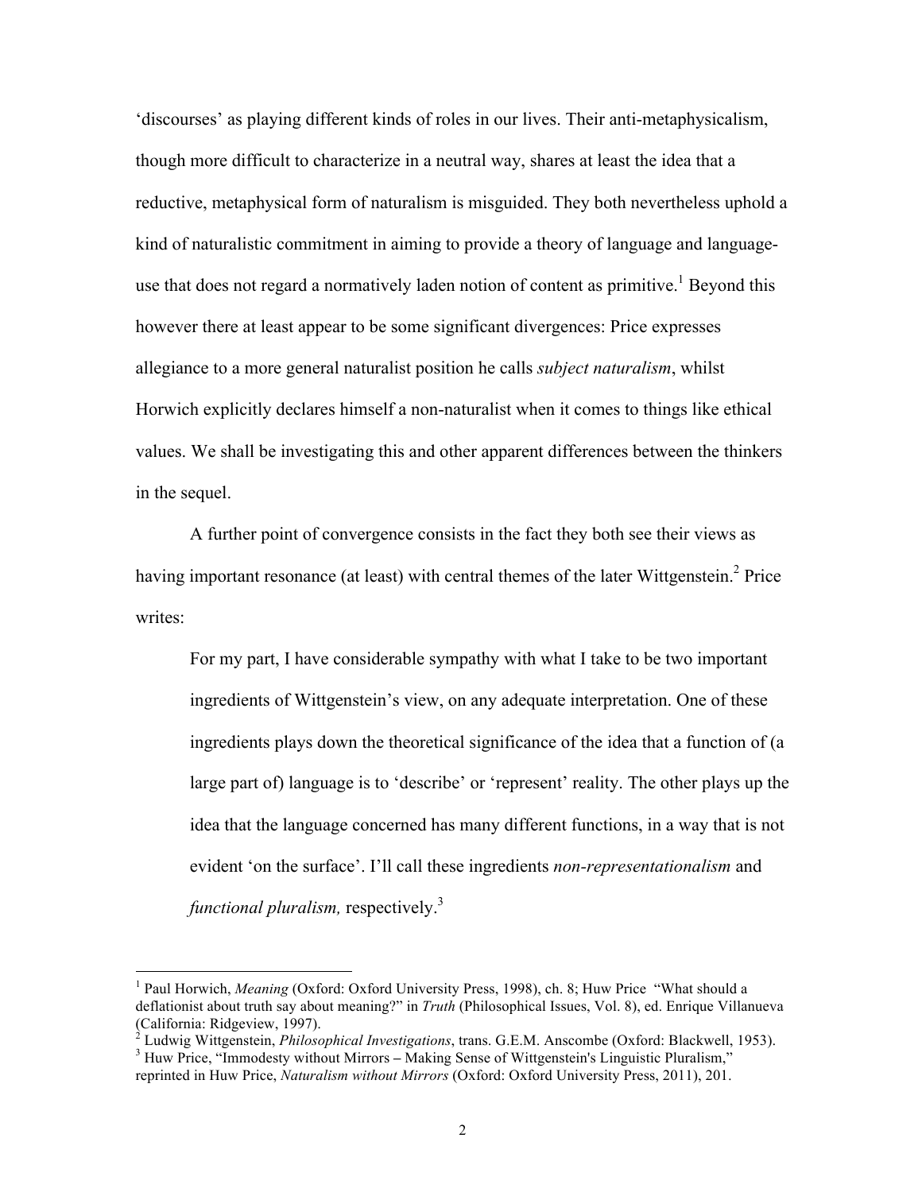'discourses' as playing different kinds of roles in our lives. Their anti-metaphysicalism, though more difficult to characterize in a neutral way, shares at least the idea that a reductive, metaphysical form of naturalism is misguided. They both nevertheless uphold a kind of naturalistic commitment in aiming to provide a theory of language and language-use that does not regard a normatively laden notion of content as primitive.[1] Beyond this however there at least appear to be some significant divergences: Price expresses allegiance to a more general naturalist position he calls *subject naturalism*, whilst Horwich explicitly declares himself a non-naturalist when it comes to things like ethical values. We shall be investigating this and other apparent differences between the thinkers in the sequel.

A further point of convergence consists in the fact they both see their views as having important resonance (at least) with central themes of the later Wittgenstein.[2] Price writes:

> For my part, I have considerable sympathy with what I take to be two important ingredients of Wittgenstein's view, on any adequate interpretation. One of these ingredients plays down the theoretical significance of the idea that a function of (a large part of) language is to 'describe' or 'represent' reality. The other plays up the idea that the language concerned has many different functions, in a way that is not evident 'on the surface'. I'll call these ingredients *non-representationalism* and *functional pluralism,* respectively.[3]

---

[1] Paul Horwich, *Meaning* (Oxford: Oxford University Press, 1998), ch. 8; Huw Price "What should a deflationist about truth say about meaning?" in *Truth* (Philosophical Issues, Vol. 8), ed. Enrique Villanueva (California: Ridgeview, 1997).

[2] Ludwig Wittgenstein, *Philosophical Investigations*, trans. G.E.M. Anscombe (Oxford: Blackwell, 1953).

[3] Huw Price, "Immodesty without Mirrors – Making Sense of Wittgenstein's Linguistic Pluralism," reprinted in Huw Price, *Naturalism without Mirrors* (Oxford: Oxford University Press, 2011), 201.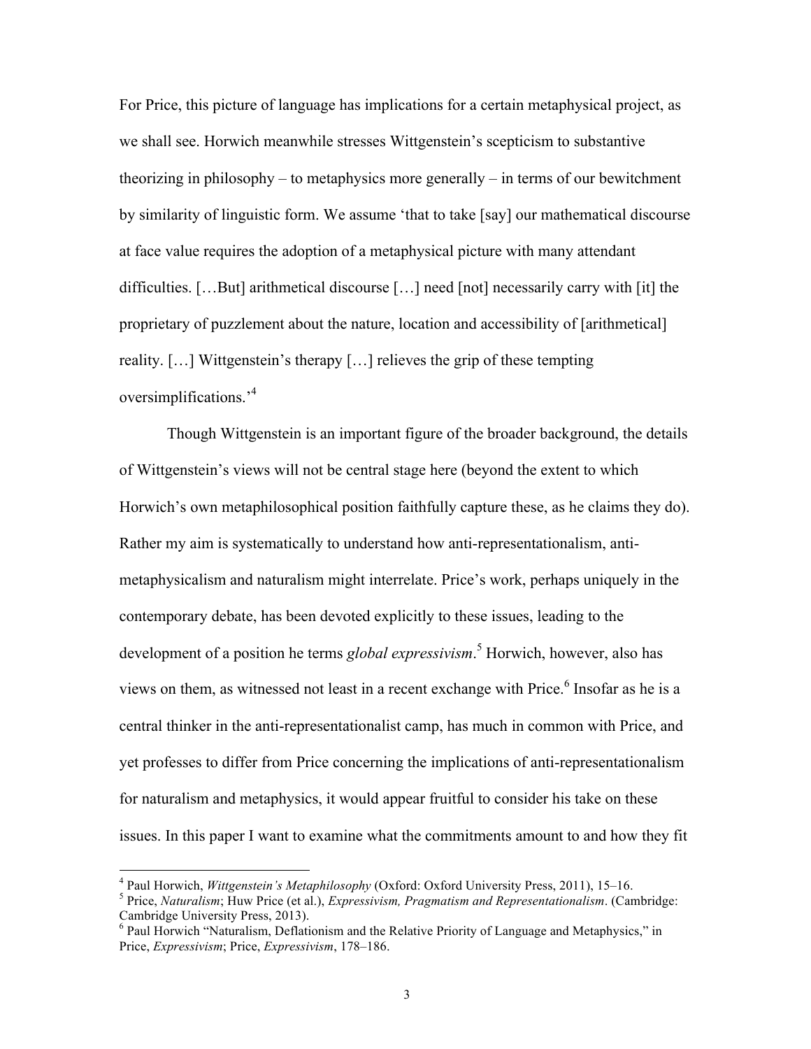For Price, this picture of language has implications for a certain metaphysical project, as we shall see. Horwich meanwhile stresses Wittgenstein's scepticism to substantive theorizing in philosophy – to metaphysics more generally – in terms of our bewitchment by similarity of linguistic form. We assume 'that to take [say] our mathematical discourse at face value requires the adoption of a metaphysical picture with many attendant difficulties. […But] arithmetical discourse […] need [not] necessarily carry with [it] the proprietary of puzzlement about the nature, location and accessibility of [arithmetical] reality. […] Wittgenstein's therapy […] relieves the grip of these tempting oversimplifications.'[4]

Though Wittgenstein is an important figure of the broader background, the details of Wittgenstein's views will not be central stage here (beyond the extent to which Horwich's own metaphilosophical position faithfully capture these, as he claims they do). Rather my aim is systematically to understand how anti-representationalism, anti-metaphysicalism and naturalism might interrelate. Price's work, perhaps uniquely in the contemporary debate, has been devoted explicitly to these issues, leading to the development of a position he terms *global expressivism*.[5] Horwich, however, also has views on them, as witnessed not least in a recent exchange with Price.[6] Insofar as he is a central thinker in the anti-representationalist camp, has much in common with Price, and yet professes to differ from Price concerning the implications of anti-representationalism for naturalism and metaphysics, it would appear fruitful to consider his take on these issues. In this paper I want to examine what the commitments amount to and how they fit

---

[4] Paul Horwich, *Wittgenstein's Metaphilosophy* (Oxford: Oxford University Press, 2011), 15–16.

[5] Price, *Naturalism*; Huw Price (et al.), *Expressivism, Pragmatism and Representationalism*. (Cambridge: Cambridge University Press, 2013).

[6] Paul Horwich "Naturalism, Deflationism and the Relative Priority of Language and Metaphysics," in Price, *Expressivism*; Price, *Expressivism*, 178–186.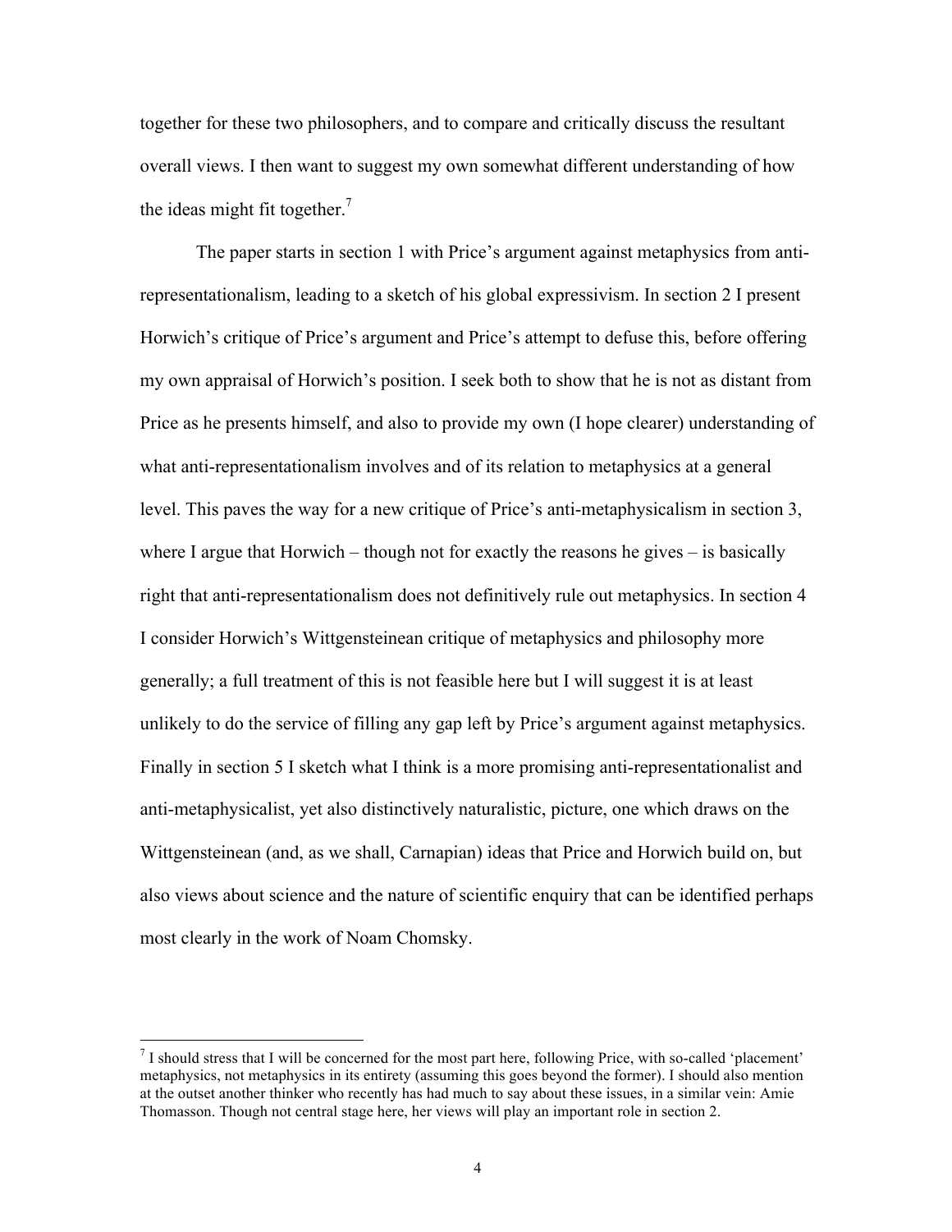together for these two philosophers, and to compare and critically discuss the resultant overall views. I then want to suggest my own somewhat different understanding of how the ideas might fit together.[7]

The paper starts in section 1 with Price's argument against metaphysics from anti-representationalism, leading to a sketch of his global expressivism. In section 2 I present Horwich's critique of Price's argument and Price's attempt to defuse this, before offering my own appraisal of Horwich's position. I seek both to show that he is not as distant from Price as he presents himself, and also to provide my own (I hope clearer) understanding of what anti-representationalism involves and of its relation to metaphysics at a general level. This paves the way for a new critique of Price's anti-metaphysicalism in section 3, where I argue that Horwich – though not for exactly the reasons he gives – is basically right that anti-representationalism does not definitively rule out metaphysics. In section 4 I consider Horwich's Wittgensteinean critique of metaphysics and philosophy more generally; a full treatment of this is not feasible here but I will suggest it is at least unlikely to do the service of filling any gap left by Price's argument against metaphysics. Finally in section 5 I sketch what I think is a more promising anti-representationalist and anti-metaphysicalist, yet also distinctively naturalistic, picture, one which draws on the Wittgensteinean (and, as we shall, Carnapian) ideas that Price and Horwich build on, but also views about science and the nature of scientific enquiry that can be identified perhaps most clearly in the work of Noam Chomsky.

---

[7] I should stress that I will be concerned for the most part here, following Price, with so-called 'placement' metaphysics, not metaphysics in its entirety (assuming this goes beyond the former). I should also mention at the outset another thinker who recently has had much to say about these issues, in a similar vein: Amie Thomasson. Though not central stage here, her views will play an important role in section 2.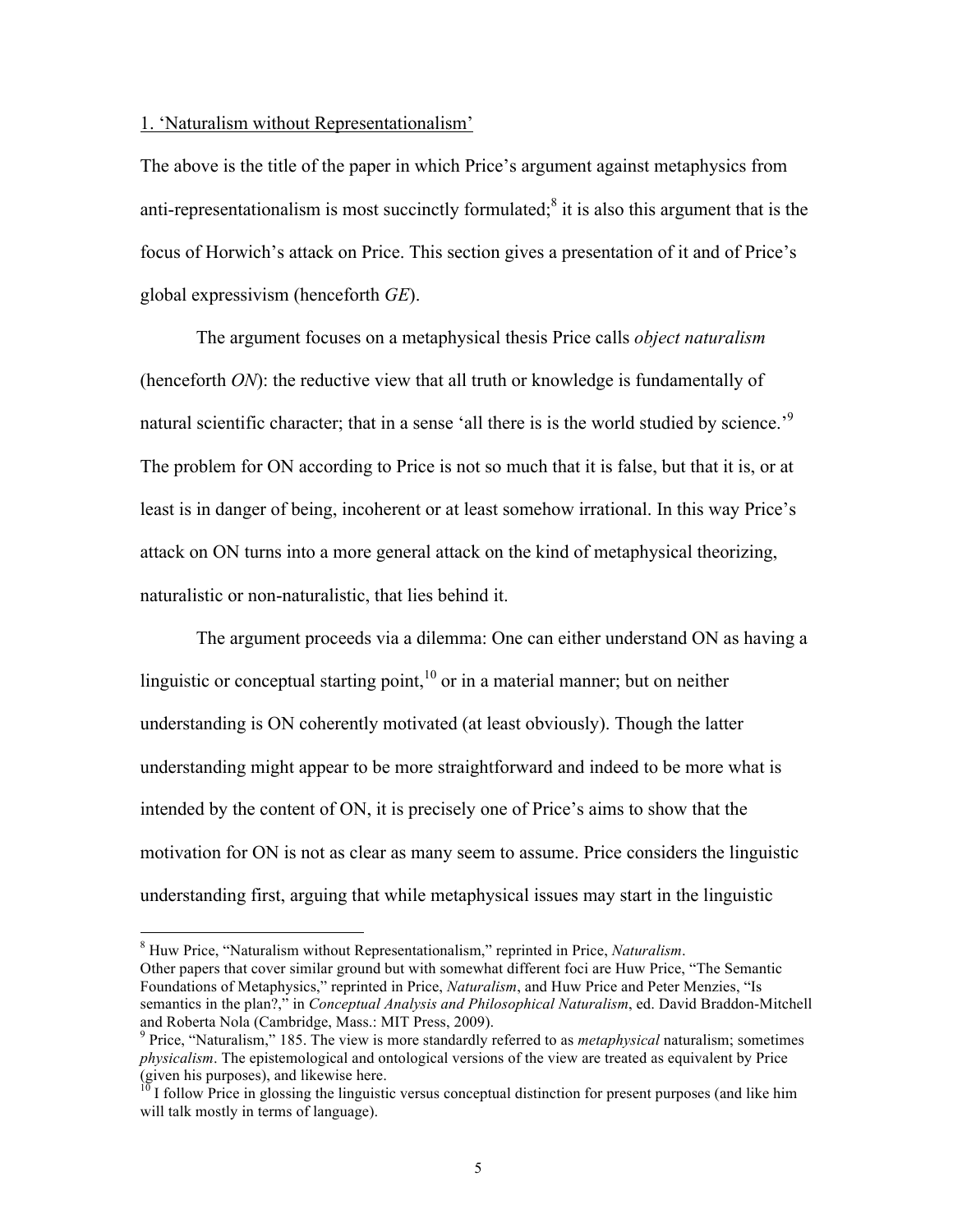## 1. 'Naturalism without Representationalism'

The above is the title of the paper in which Price's argument against metaphysics from anti-representationalism is most succinctly formulated;[8] it is also this argument that is the focus of Horwich's attack on Price. This section gives a presentation of it and of Price's global expressivism (henceforth *GE*).

The argument focuses on a metaphysical thesis Price calls *object naturalism* (henceforth *ON*): the reductive view that all truth or knowledge is fundamentally of natural scientific character; that in a sense 'all there is is the world studied by science.'[9] The problem for ON according to Price is not so much that it is false, but that it is, or at least is in danger of being, incoherent or at least somehow irrational. In this way Price's attack on ON turns into a more general attack on the kind of metaphysical theorizing, naturalistic or non-naturalistic, that lies behind it.

The argument proceeds via a dilemma: One can either understand ON as having a linguistic or conceptual starting point,[10] or in a material manner; but on neither understanding is ON coherently motivated (at least obviously). Though the latter understanding might appear to be more straightforward and indeed to be more what is intended by the content of ON, it is precisely one of Price's aims to show that the motivation for ON is not as clear as many seem to assume. Price considers the linguistic understanding first, arguing that while metaphysical issues may start in the linguistic

---

[8] Huw Price, "Naturalism without Representationalism," reprinted in Price, *Naturalism*. Other papers that cover similar ground but with somewhat different foci are Huw Price, "The Semantic Foundations of Metaphysics," reprinted in Price, *Naturalism*, and Huw Price and Peter Menzies, "Is semantics in the plan?," in *Conceptual Analysis and Philosophical Naturalism*, ed. David Braddon-Mitchell and Roberta Nola (Cambridge, Mass.: MIT Press, 2009).

[9] Price, "Naturalism," 185. The view is more standardly referred to as *metaphysical* naturalism; sometimes *physicalism*. The epistemological and ontological versions of the view are treated as equivalent by Price (given his purposes), and likewise here.

[10] I follow Price in glossing the linguistic versus conceptual distinction for present purposes (and like him will talk mostly in terms of language).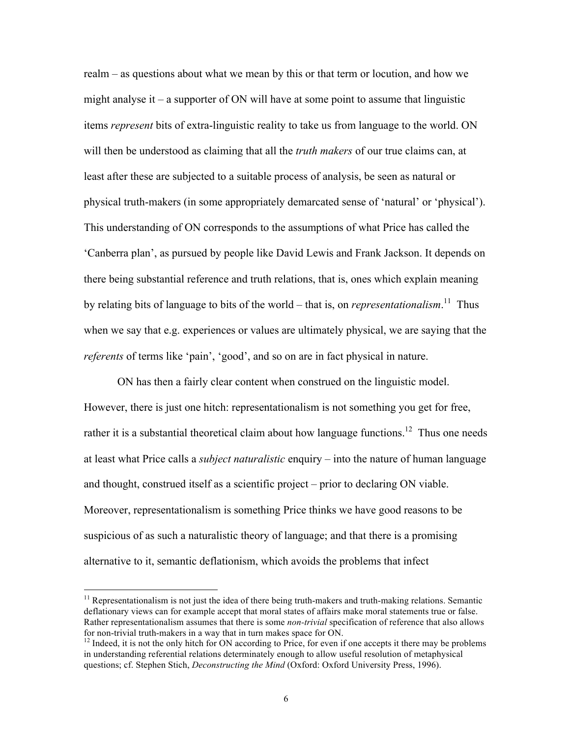realm – as questions about what we mean by this or that term or locution, and how we might analyse it – a supporter of ON will have at some point to assume that linguistic items *represent* bits of extra-linguistic reality to take us from language to the world. ON will then be understood as claiming that all the *truth makers* of our true claims can, at least after these are subjected to a suitable process of analysis, be seen as natural or physical truth-makers (in some appropriately demarcated sense of 'natural' or 'physical'). This understanding of ON corresponds to the assumptions of what Price has called the 'Canberra plan', as pursued by people like David Lewis and Frank Jackson. It depends on there being substantial reference and truth relations, that is, ones which explain meaning by relating bits of language to bits of the world – that is, on *representationalism*.[11] Thus when we say that e.g. experiences or values are ultimately physical, we are saying that the *referents* of terms like 'pain', 'good', and so on are in fact physical in nature.

ON has then a fairly clear content when construed on the linguistic model. However, there is just one hitch: representationalism is not something you get for free, rather it is a substantial theoretical claim about how language functions.[12] Thus one needs at least what Price calls a *subject naturalistic* enquiry – into the nature of human language and thought, construed itself as a scientific project – prior to declaring ON viable. Moreover, representationalism is something Price thinks we have good reasons to be suspicious of as such a naturalistic theory of language; and that there is a promising alternative to it, semantic deflationism, which avoids the problems that infect

---

[11] Representationalism is not just the idea of there being truth-makers and truth-making relations. Semantic deflationary views can for example accept that moral states of affairs make moral statements true or false. Rather representationalism assumes that there is some *non-trivial* specification of reference that also allows for non-trivial truth-makers in a way that in turn makes space for ON.

[12] Indeed, it is not the only hitch for ON according to Price, for even if one accepts it there may be problems in understanding referential relations determinately enough to allow useful resolution of metaphysical questions; cf. Stephen Stich, *Deconstructing the Mind* (Oxford: Oxford University Press, 1996).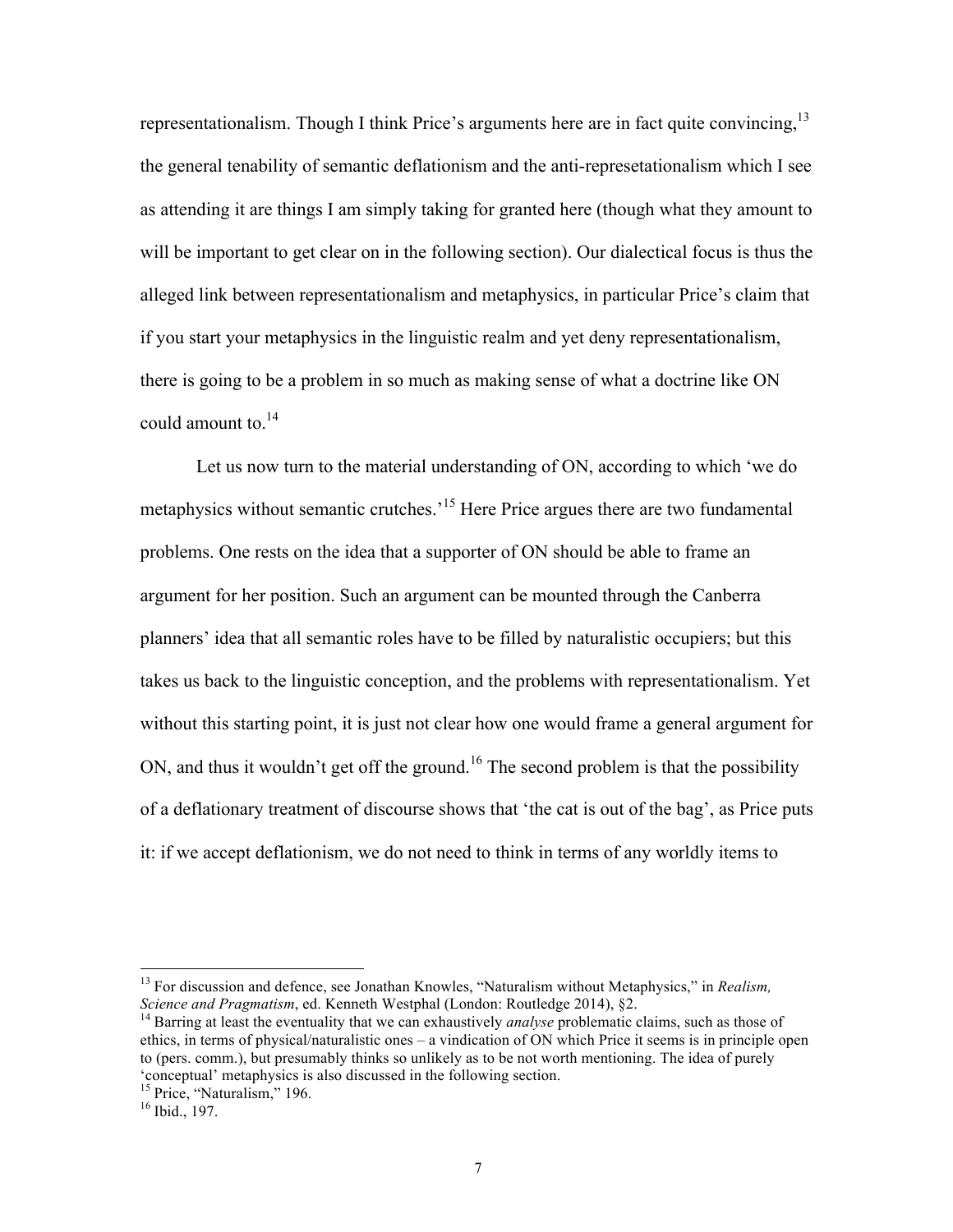representationalism. Though I think Price's arguments here are in fact quite convincing,[13] the general tenability of semantic deflationism and the anti-represetationalism which I see as attending it are things I am simply taking for granted here (though what they amount to will be important to get clear on in the following section). Our dialectical focus is thus the alleged link between representationalism and metaphysics, in particular Price's claim that if you start your metaphysics in the linguistic realm and yet deny representationalism, there is going to be a problem in so much as making sense of what a doctrine like ON could amount to.[14]

Let us now turn to the material understanding of ON, according to which 'we do metaphysics without semantic crutches.'[15] Here Price argues there are two fundamental problems. One rests on the idea that a supporter of ON should be able to frame an argument for her position. Such an argument can be mounted through the Canberra planners' idea that all semantic roles have to be filled by naturalistic occupiers; but this takes us back to the linguistic conception, and the problems with representationalism. Yet without this starting point, it is just not clear how one would frame a general argument for ON, and thus it wouldn't get off the ground.[16] The second problem is that the possibility of a deflationary treatment of discourse shows that 'the cat is out of the bag', as Price puts it: if we accept deflationism, we do not need to think in terms of any worldly items to

---

[13] For discussion and defence, see Jonathan Knowles, "Naturalism without Metaphysics," in *Realism, Science and Pragmatism*, ed. Kenneth Westphal (London: Routledge 2014), §2.

[14] Barring at least the eventuality that we can exhaustively *analyse* problematic claims, such as those of ethics, in terms of physical/naturalistic ones – a vindication of ON which Price it seems is in principle open to (pers. comm.), but presumably thinks so unlikely as to be not worth mentioning. The idea of purely 'conceptual' metaphysics is also discussed in the following section.

[15] Price, "Naturalism," 196.

[16] Ibid., 197.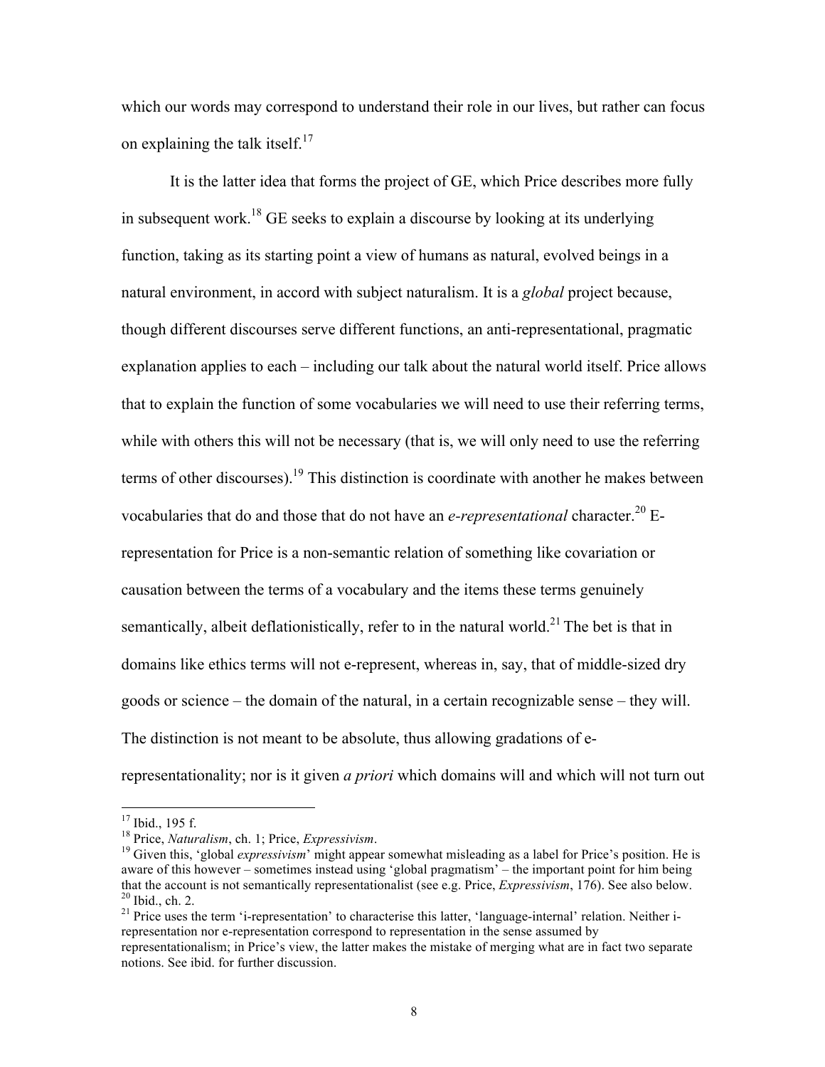which our words may correspond to understand their role in our lives, but rather can focus on explaining the talk itself.[17]

It is the latter idea that forms the project of GE, which Price describes more fully in subsequent work.[18] GE seeks to explain a discourse by looking at its underlying function, taking as its starting point a view of humans as natural, evolved beings in a natural environment, in accord with subject naturalism. It is a *global* project because, though different discourses serve different functions, an anti-representational, pragmatic explanation applies to each – including our talk about the natural world itself. Price allows that to explain the function of some vocabularies we will need to use their referring terms, while with others this will not be necessary (that is, we will only need to use the referring terms of other discourses).[19] This distinction is coordinate with another he makes between vocabularies that do and those that do not have an *e-representational* character.[20] E-representation for Price is a non-semantic relation of something like covariation or causation between the terms of a vocabulary and the items these terms genuinely semantically, albeit deflationistically, refer to in the natural world.[21] The bet is that in domains like ethics terms will not e-represent, whereas in, say, that of middle-sized dry goods or science – the domain of the natural, in a certain recognizable sense – they will. The distinction is not meant to be absolute, thus allowing gradations of e-representationality; nor is it given *a priori* which domains will and which will not turn out

---

[17] Ibid., 195 f.

[18] Price, *Naturalism*, ch. 1; Price, *Expressivism*.

[19] Given this, 'global *expressivism*' might appear somewhat misleading as a label for Price's position. He is aware of this however – sometimes instead using 'global pragmatism' – the important point for him being that the account is not semantically representationalist (see e.g. Price, *Expressivism*, 176). See also below.

[20] Ibid., ch. 2.

[21] Price uses the term 'i-representation' to characterise this latter, 'language-internal' relation. Neither i-representation nor e-representation correspond to representation in the sense assumed by representationalism; in Price's view, the latter makes the mistake of merging what are in fact two separate notions. See ibid. for further discussion.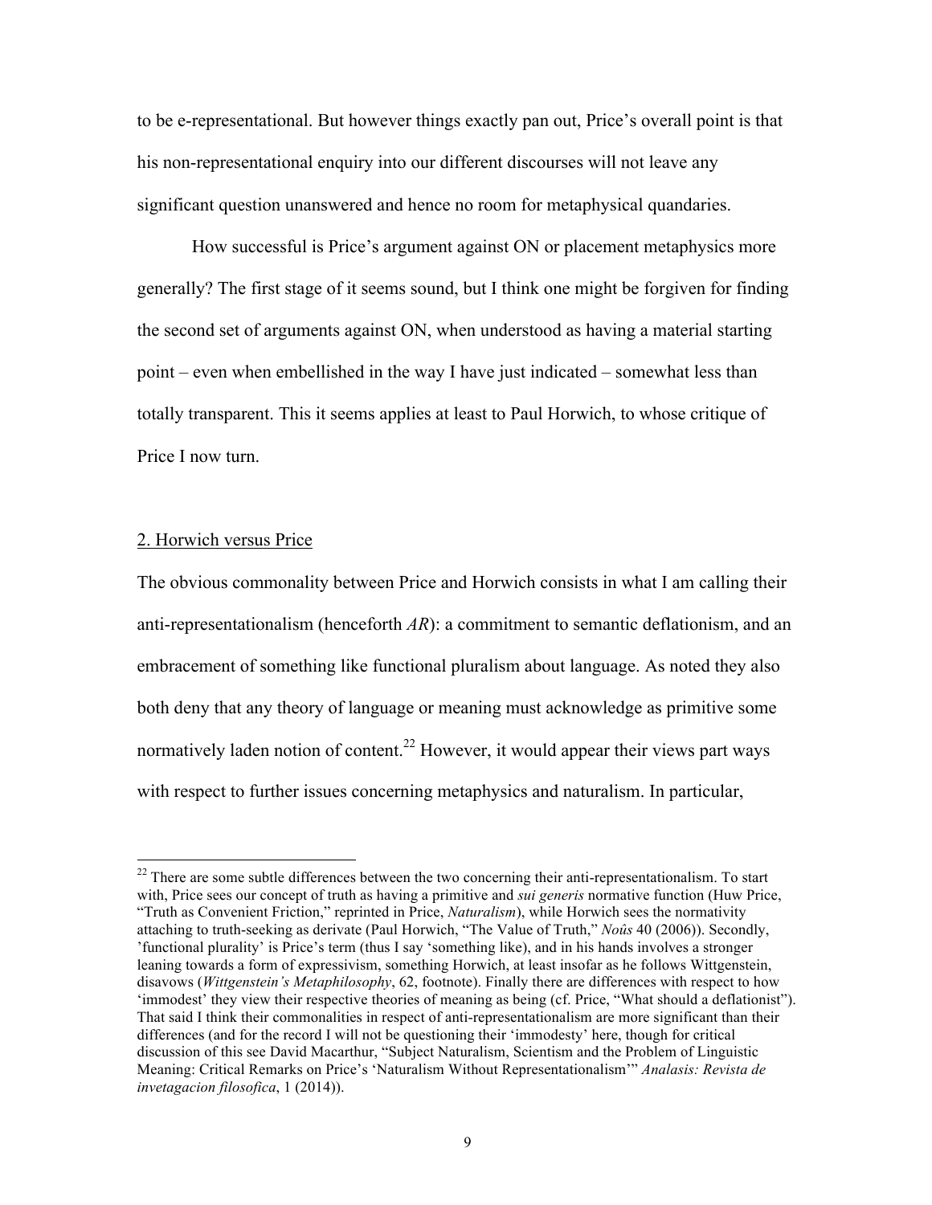to be e-representational. But however things exactly pan out, Price's overall point is that his non-representational enquiry into our different discourses will not leave any significant question unanswered and hence no room for metaphysical quandaries.

How successful is Price's argument against ON or placement metaphysics more generally? The first stage of it seems sound, but I think one might be forgiven for finding the second set of arguments against ON, when understood as having a material starting point – even when embellished in the way I have just indicated – somewhat less than totally transparent. This it seems applies at least to Paul Horwich, to whose critique of Price I now turn.

## 2. Horwich versus Price

The obvious commonality between Price and Horwich consists in what I am calling their anti-representationalism (henceforth *AR*): a commitment to semantic deflationism, and an embracement of something like functional pluralism about language. As noted they also both deny that any theory of language or meaning must acknowledge as primitive some normatively laden notion of content.[22] However, it would appear their views part ways with respect to further issues concerning metaphysics and naturalism. In particular,

---

[22] There are some subtle differences between the two concerning their anti-representationalism. To start with, Price sees our concept of truth as having a primitive and *sui generis* normative function (Huw Price, "Truth as Convenient Friction," reprinted in Price, *Naturalism*), while Horwich sees the normativity attaching to truth-seeking as derivate (Paul Horwich, "The Value of Truth," *Noûs* 40 (2006)). Secondly, 'functional plurality' is Price's term (thus I say 'something like), and in his hands involves a stronger leaning towards a form of expressivism, something Horwich, at least insofar as he follows Wittgenstein, disavows (*Wittgenstein's Metaphilosophy*, 62, footnote). Finally there are differences with respect to how 'immodest' they view their respective theories of meaning as being (cf. Price, "What should a deflationist"). That said I think their commonalities in respect of anti-representationalism are more significant than their differences (and for the record I will not be questioning their 'immodesty' here, though for critical discussion of this see David Macarthur, "Subject Naturalism, Scientism and the Problem of Linguistic Meaning: Critical Remarks on Price's 'Naturalism Without Representationalism'" *Analasis: Revista de invetagacion filosofica*, 1 (2014)).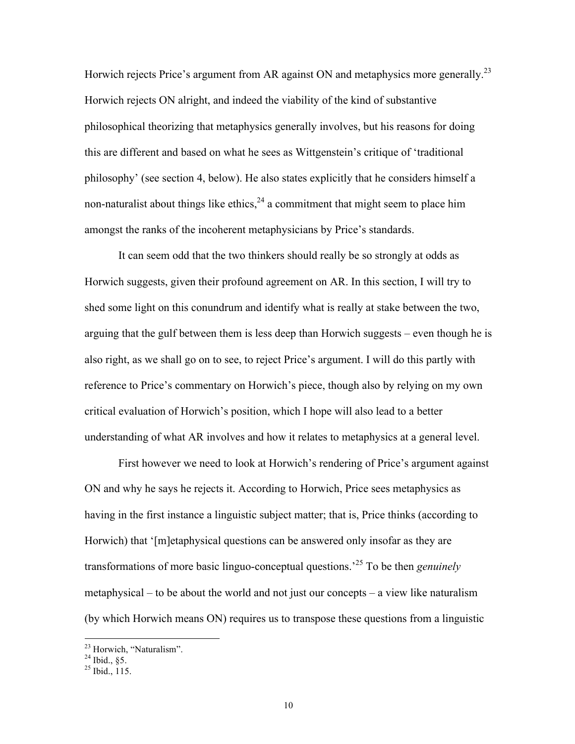Horwich rejects Price's argument from AR against ON and metaphysics more generally.[23] Horwich rejects ON alright, and indeed the viability of the kind of substantive philosophical theorizing that metaphysics generally involves, but his reasons for doing this are different and based on what he sees as Wittgenstein's critique of 'traditional philosophy' (see section 4, below). He also states explicitly that he considers himself a non-naturalist about things like ethics,[24] a commitment that might seem to place him amongst the ranks of the incoherent metaphysicians by Price's standards.

It can seem odd that the two thinkers should really be so strongly at odds as Horwich suggests, given their profound agreement on AR. In this section, I will try to shed some light on this conundrum and identify what is really at stake between the two, arguing that the gulf between them is less deep than Horwich suggests – even though he is also right, as we shall go on to see, to reject Price's argument. I will do this partly with reference to Price's commentary on Horwich's piece, though also by relying on my own critical evaluation of Horwich's position, which I hope will also lead to a better understanding of what AR involves and how it relates to metaphysics at a general level.

First however we need to look at Horwich's rendering of Price's argument against ON and why he says he rejects it. According to Horwich, Price sees metaphysics as having in the first instance a linguistic subject matter; that is, Price thinks (according to Horwich) that '[m]etaphysical questions can be answered only insofar as they are transformations of more basic linguo-conceptual questions.'[25] To be then *genuinely* metaphysical – to be about the world and not just our concepts – a view like naturalism (by which Horwich means ON) requires us to transpose these questions from a linguistic

[23] Horwich, "Naturalism".
[24] Ibid., §5.
[25] Ibid., 115.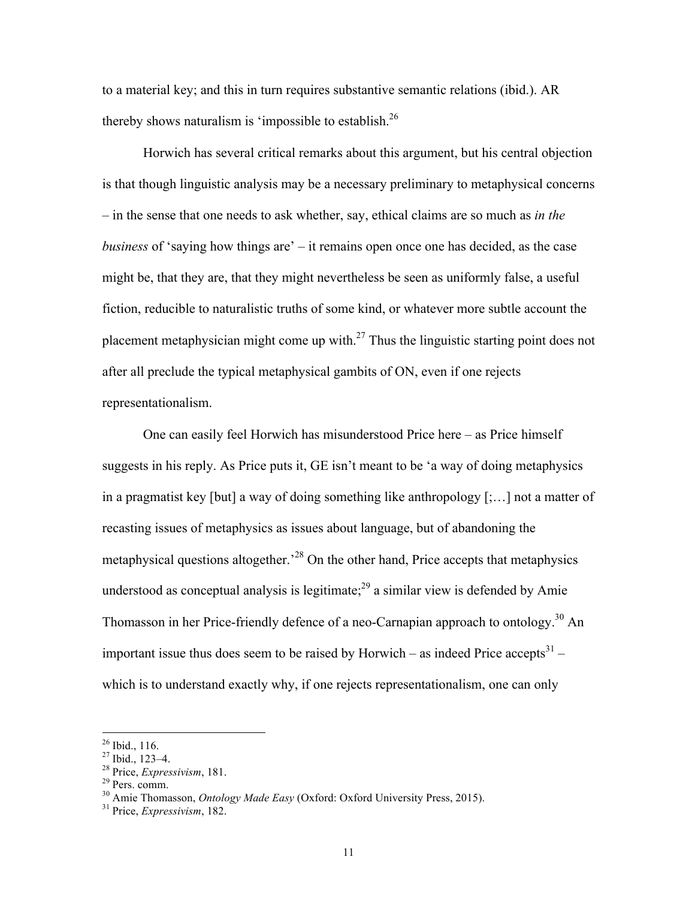to a material key; and this in turn requires substantive semantic relations (ibid.). AR thereby shows naturalism is 'impossible to establish.[26]

Horwich has several critical remarks about this argument, but his central objection is that though linguistic analysis may be a necessary preliminary to metaphysical concerns – in the sense that one needs to ask whether, say, ethical claims are so much as *in the business* of 'saying how things are' – it remains open once one has decided, as the case might be, that they are, that they might nevertheless be seen as uniformly false, a useful fiction, reducible to naturalistic truths of some kind, or whatever more subtle account the placement metaphysician might come up with.[27] Thus the linguistic starting point does not after all preclude the typical metaphysical gambits of ON, even if one rejects representationalism.

One can easily feel Horwich has misunderstood Price here – as Price himself suggests in his reply. As Price puts it, GE isn't meant to be 'a way of doing metaphysics in a pragmatist key [but] a way of doing something like anthropology [;…] not a matter of recasting issues of metaphysics as issues about language, but of abandoning the metaphysical questions altogether.'[28] On the other hand, Price accepts that metaphysics understood as conceptual analysis is legitimate;[29] a similar view is defended by Amie Thomasson in her Price-friendly defence of a neo-Carnapian approach to ontology.[30] An important issue thus does seem to be raised by Horwich – as indeed Price accepts[31] – which is to understand exactly why, if one rejects representationalism, one can only

---

[26] Ibid., 116.
[27] Ibid., 123–4.
[28] Price, *Expressivism*, 181.
[29] Pers. comm.
[30] Amie Thomasson, *Ontology Made Easy* (Oxford: Oxford University Press, 2015).
[31] Price, *Expressivism*, 182.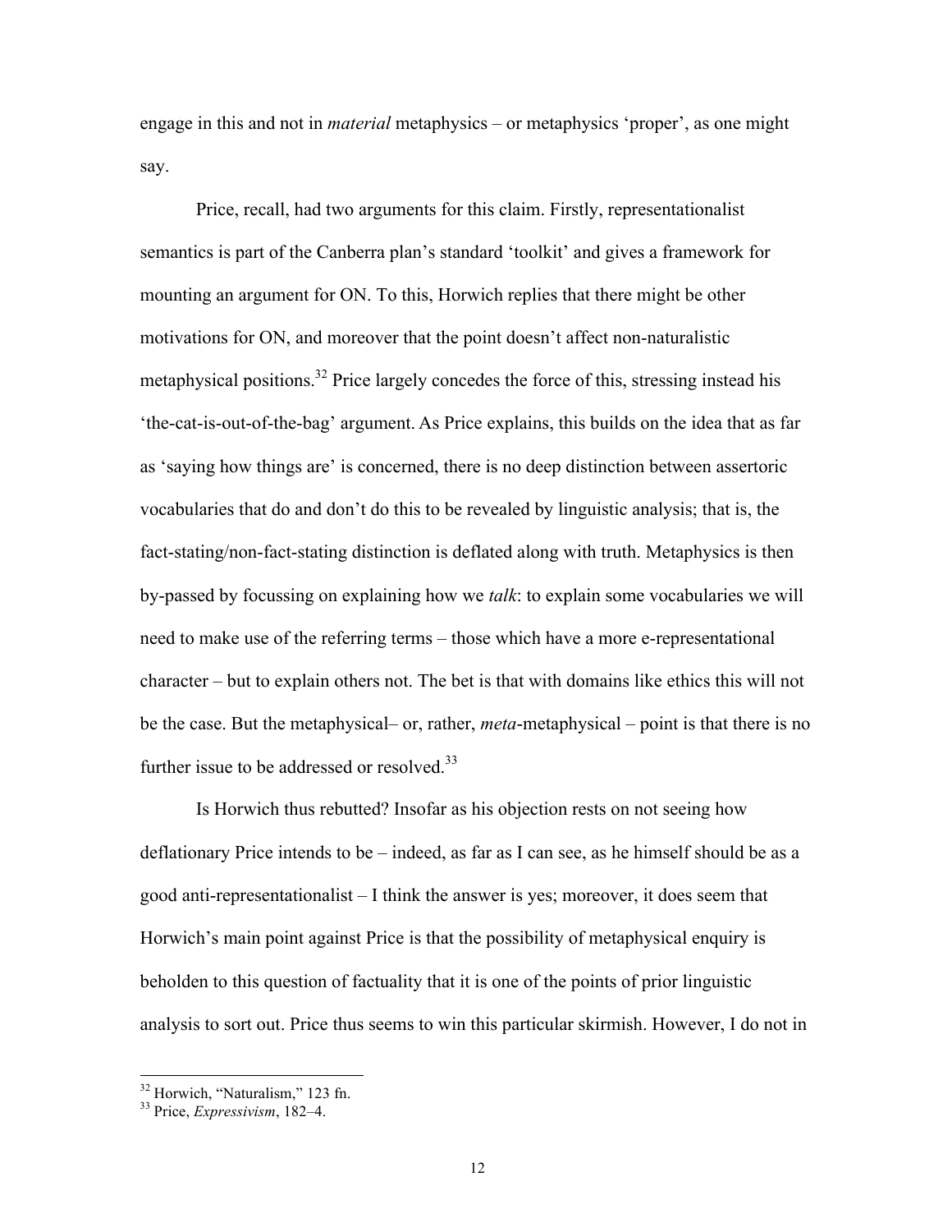engage in this and not in *material* metaphysics – or metaphysics 'proper', as one might say.

Price, recall, had two arguments for this claim. Firstly, representationalist semantics is part of the Canberra plan's standard 'toolkit' and gives a framework for mounting an argument for ON. To this, Horwich replies that there might be other motivations for ON, and moreover that the point doesn't affect non-naturalistic metaphysical positions.[32] Price largely concedes the force of this, stressing instead his 'the-cat-is-out-of-the-bag' argument. As Price explains, this builds on the idea that as far as 'saying how things are' is concerned, there is no deep distinction between assertoric vocabularies that do and don't do this to be revealed by linguistic analysis; that is, the fact-stating/non-fact-stating distinction is deflated along with truth. Metaphysics is then by-passed by focussing on explaining how we *talk*: to explain some vocabularies we will need to make use of the referring terms – those which have a more e-representational character – but to explain others not. The bet is that with domains like ethics this will not be the case. But the metaphysical– or, rather, *meta*-metaphysical – point is that there is no further issue to be addressed or resolved.[33]

Is Horwich thus rebutted? Insofar as his objection rests on not seeing how deflationary Price intends to be – indeed, as far as I can see, as he himself should be as a good anti-representationalist – I think the answer is yes; moreover, it does seem that Horwich's main point against Price is that the possibility of metaphysical enquiry is beholden to this question of factuality that it is one of the points of prior linguistic analysis to sort out. Price thus seems to win this particular skirmish. However, I do not in

[32] Horwich, "Naturalism," 123 fn.

[33] Price, *Expressivism*, 182–4.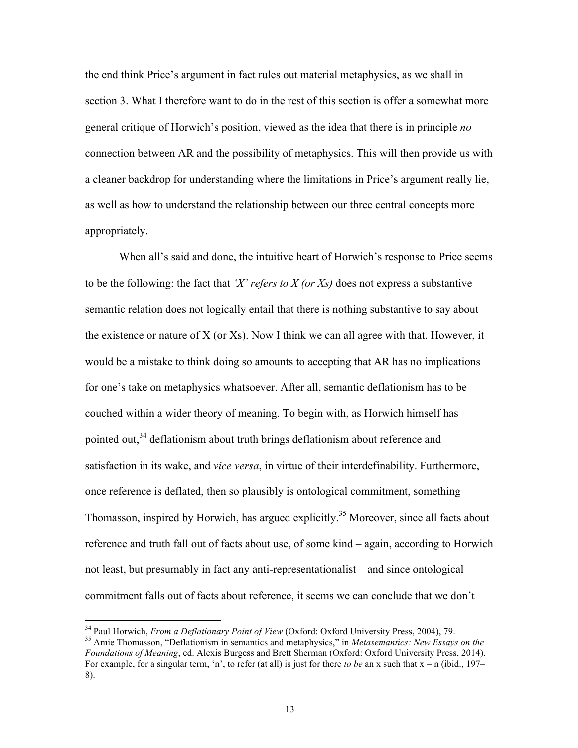the end think Price's argument in fact rules out material metaphysics, as we shall in section 3. What I therefore want to do in the rest of this section is offer a somewhat more general critique of Horwich's position, viewed as the idea that there is in principle *no* connection between AR and the possibility of metaphysics. This will then provide us with a cleaner backdrop for understanding where the limitations in Price's argument really lie, as well as how to understand the relationship between our three central concepts more appropriately.

When all's said and done, the intuitive heart of Horwich's response to Price seems to be the following: the fact that *'X' refers to X (or Xs)* does not express a substantive semantic relation does not logically entail that there is nothing substantive to say about the existence or nature of X (or Xs). Now I think we can all agree with that. However, it would be a mistake to think doing so amounts to accepting that AR has no implications for one's take on metaphysics whatsoever. After all, semantic deflationism has to be couched within a wider theory of meaning. To begin with, as Horwich himself has pointed out,[34] deflationism about truth brings deflationism about reference and satisfaction in its wake, and *vice versa*, in virtue of their interdefinability. Furthermore, once reference is deflated, then so plausibly is ontological commitment, something Thomasson, inspired by Horwich, has argued explicitly.[35] Moreover, since all facts about reference and truth fall out of facts about use, of some kind – again, according to Horwich not least, but presumably in fact any anti-representationalist – and since ontological commitment falls out of facts about reference, it seems we can conclude that we don't

---

[34] Paul Horwich, *From a Deflationary Point of View* (Oxford: Oxford University Press, 2004), 79.

[35] Amie Thomasson, "Deflationism in semantics and metaphysics," in *Metasemantics: New Essays on the Foundations of Meaning*, ed. Alexis Burgess and Brett Sherman (Oxford: Oxford University Press, 2014). For example, for a singular term, 'n', to refer (at all) is just for there *to be* an x such that x = n (ibid., 197–8).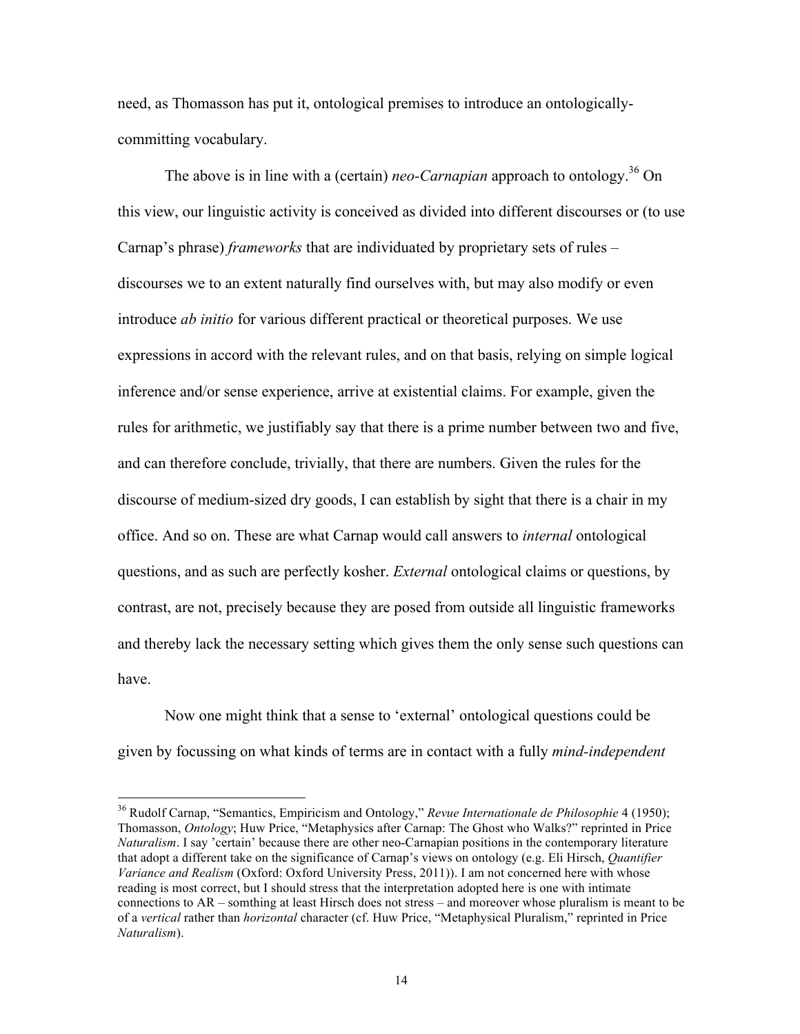need, as Thomasson has put it, ontological premises to introduce an ontologically-committing vocabulary.

The above is in line with a (certain) *neo-Carnapian* approach to ontology.[36] On this view, our linguistic activity is conceived as divided into different discourses or (to use Carnap's phrase) *frameworks* that are individuated by proprietary sets of rules – discourses we to an extent naturally find ourselves with, but may also modify or even introduce *ab initio* for various different practical or theoretical purposes. We use expressions in accord with the relevant rules, and on that basis, relying on simple logical inference and/or sense experience, arrive at existential claims. For example, given the rules for arithmetic, we justifiably say that there is a prime number between two and five, and can therefore conclude, trivially, that there are numbers. Given the rules for the discourse of medium-sized dry goods, I can establish by sight that there is a chair in my office. And so on. These are what Carnap would call answers to *internal* ontological questions, and as such are perfectly kosher. *External* ontological claims or questions, by contrast, are not, precisely because they are posed from outside all linguistic frameworks and thereby lack the necessary setting which gives them the only sense such questions can have.

Now one might think that a sense to 'external' ontological questions could be given by focussing on what kinds of terms are in contact with a fully *mind-independent*

---

[36] Rudolf Carnap, "Semantics, Empiricism and Ontology," *Revue Internationale de Philosophie* 4 (1950); Thomasson, *Ontology*; Huw Price, "Metaphysics after Carnap: The Ghost who Walks?" reprinted in Price *Naturalism*. I say 'certain' because there are other neo-Carnapian positions in the contemporary literature that adopt a different take on the significance of Carnap's views on ontology (e.g. Eli Hirsch, *Quantifier Variance and Realism* (Oxford: Oxford University Press, 2011)). I am not concerned here with whose reading is most correct, but I should stress that the interpretation adopted here is one with intimate connections to AR – somthing at least Hirsch does not stress – and moreover whose pluralism is meant to be of a *vertical* rather than *horizontal* character (cf. Huw Price, "Metaphysical Pluralism," reprinted in Price *Naturalism*).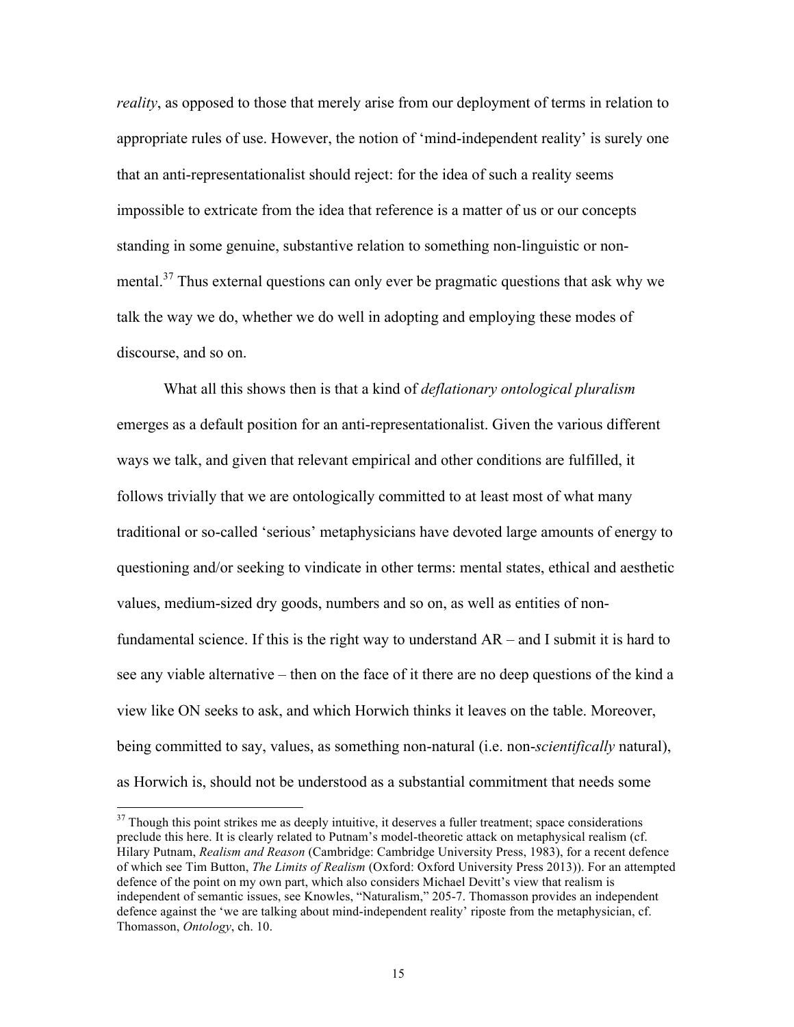*reality*, as opposed to those that merely arise from our deployment of terms in relation to appropriate rules of use. However, the notion of 'mind-independent reality' is surely one that an anti-representationalist should reject: for the idea of such a reality seems impossible to extricate from the idea that reference is a matter of us or our concepts standing in some genuine, substantive relation to something non-linguistic or non-mental.[37] Thus external questions can only ever be pragmatic questions that ask why we talk the way we do, whether we do well in adopting and employing these modes of discourse, and so on.

What all this shows then is that a kind of *deflationary ontological pluralism* emerges as a default position for an anti-representationalist. Given the various different ways we talk, and given that relevant empirical and other conditions are fulfilled, it follows trivially that we are ontologically committed to at least most of what many traditional or so-called 'serious' metaphysicians have devoted large amounts of energy to questioning and/or seeking to vindicate in other terms: mental states, ethical and aesthetic values, medium-sized dry goods, numbers and so on, as well as entities of non-fundamental science. If this is the right way to understand AR – and I submit it is hard to see any viable alternative – then on the face of it there are no deep questions of the kind a view like ON seeks to ask, and which Horwich thinks it leaves on the table. Moreover, being committed to say, values, as something non-natural (i.e. non-*scientifically* natural), as Horwich is, should not be understood as a substantial commitment that needs some

[37] Though this point strikes me as deeply intuitive, it deserves a fuller treatment; space considerations preclude this here. It is clearly related to Putnam's model-theoretic attack on metaphysical realism (cf. Hilary Putnam, *Realism and Reason* (Cambridge: Cambridge University Press, 1983), for a recent defence of which see Tim Button, *The Limits of Realism* (Oxford: Oxford University Press 2013)). For an attempted defence of the point on my own part, which also considers Michael Devitt's view that realism is independent of semantic issues, see Knowles, "Naturalism," 205-7. Thomasson provides an independent defence against the 'we are talking about mind-independent reality' riposte from the metaphysician, cf. Thomasson, *Ontology*, ch. 10.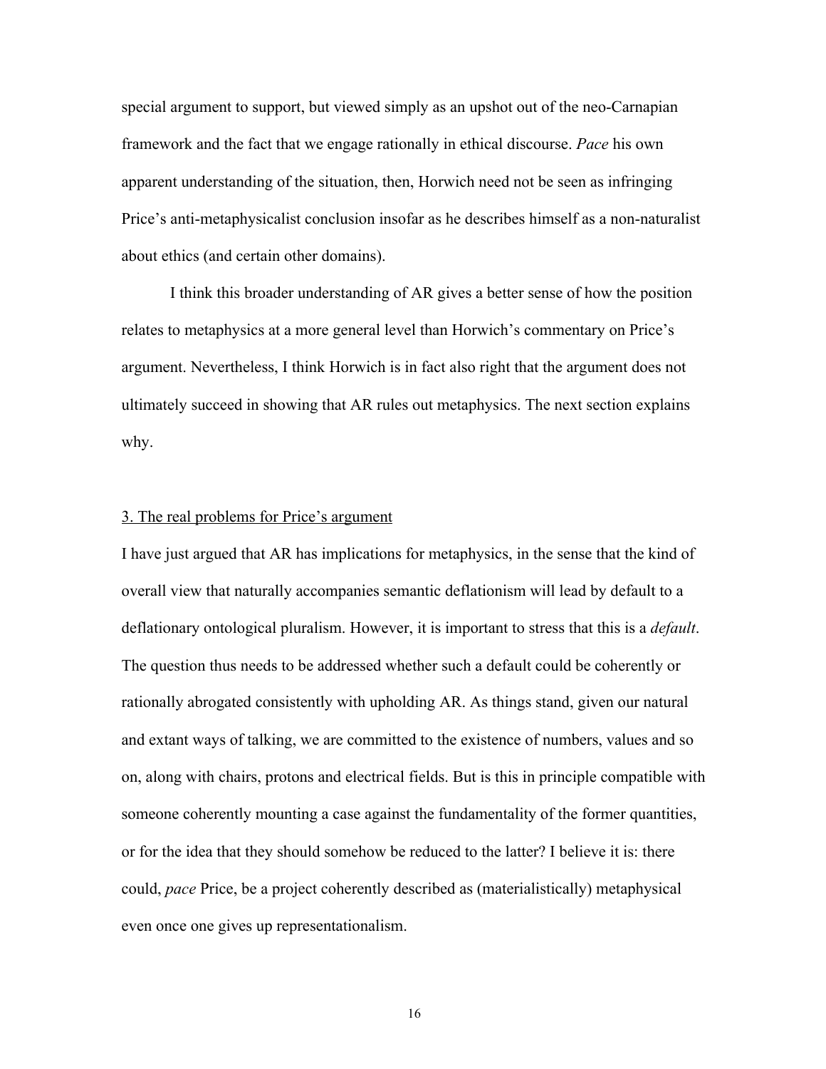special argument to support, but viewed simply as an upshot out of the neo-Carnapian framework and the fact that we engage rationally in ethical discourse. *Pace* his own apparent understanding of the situation, then, Horwich need not be seen as infringing Price's anti-metaphysicalist conclusion insofar as he describes himself as a non-naturalist about ethics (and certain other domains).

I think this broader understanding of AR gives a better sense of how the position relates to metaphysics at a more general level than Horwich's commentary on Price's argument. Nevertheless, I think Horwich is in fact also right that the argument does not ultimately succeed in showing that AR rules out metaphysics. The next section explains why.

## 3. The real problems for Price's argument

I have just argued that AR has implications for metaphysics, in the sense that the kind of overall view that naturally accompanies semantic deflationism will lead by default to a deflationary ontological pluralism. However, it is important to stress that this is a *default*. The question thus needs to be addressed whether such a default could be coherently or rationally abrogated consistently with upholding AR. As things stand, given our natural and extant ways of talking, we are committed to the existence of numbers, values and so on, along with chairs, protons and electrical fields. But is this in principle compatible with someone coherently mounting a case against the fundamentality of the former quantities, or for the idea that they should somehow be reduced to the latter? I believe it is: there could, *pace* Price, be a project coherently described as (materialistically) metaphysical even once one gives up representationalism.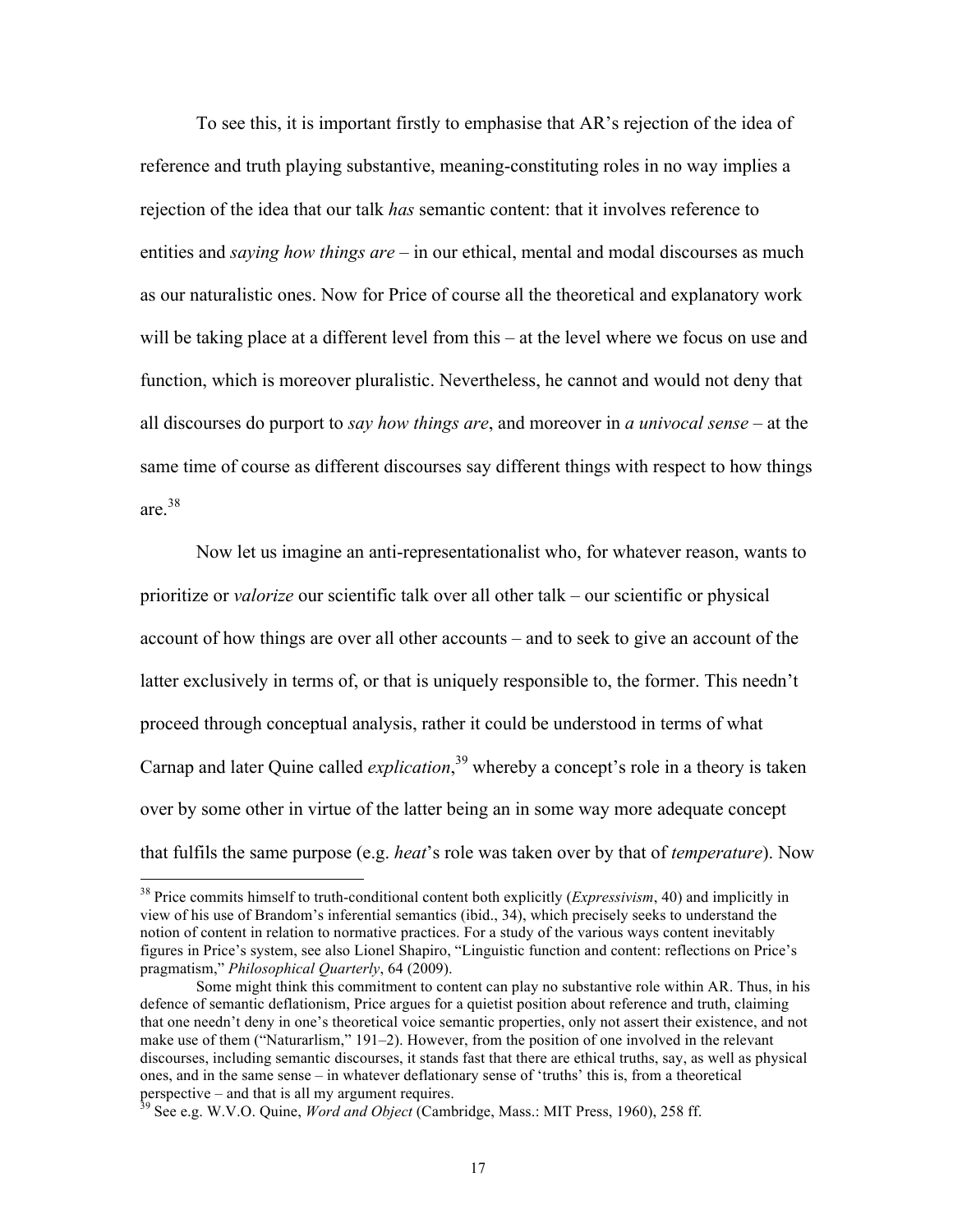To see this, it is important firstly to emphasise that AR's rejection of the idea of reference and truth playing substantive, meaning-constituting roles in no way implies a rejection of the idea that our talk *has* semantic content: that it involves reference to entities and *saying how things are* – in our ethical, mental and modal discourses as much as our naturalistic ones. Now for Price of course all the theoretical and explanatory work will be taking place at a different level from this – at the level where we focus on use and function, which is moreover pluralistic. Nevertheless, he cannot and would not deny that all discourses do purport to *say how things are*, and moreover in *a univocal sense* – at the same time of course as different discourses say different things with respect to how things are.[38]

Now let us imagine an anti-representationalist who, for whatever reason, wants to prioritize or *valorize* our scientific talk over all other talk – our scientific or physical account of how things are over all other accounts – and to seek to give an account of the latter exclusively in terms of, or that is uniquely responsible to, the former. This needn't proceed through conceptual analysis, rather it could be understood in terms of what Carnap and later Quine called *explication*,[39] whereby a concept's role in a theory is taken over by some other in virtue of the latter being an in some way more adequate concept that fulfils the same purpose (e.g. *heat*'s role was taken over by that of *temperature*). Now

---

[38] Price commits himself to truth-conditional content both explicitly (*Expressivism*, 40) and implicitly in view of his use of Brandom's inferential semantics (ibid., 34), which precisely seeks to understand the notion of content in relation to normative practices. For a study of the various ways content inevitably figures in Price's system, see also Lionel Shapiro, "Linguistic function and content: reflections on Price's pragmatism," *Philosophical Quarterly*, 64 (2009).

Some might think this commitment to content can play no substantive role within AR. Thus, in his defence of semantic deflationism, Price argues for a quietist position about reference and truth, claiming that one needn't deny in one's theoretical voice semantic properties, only not assert their existence, and not make use of them ("Naturarlism," 191–2). However, from the position of one involved in the relevant discourses, including semantic discourses, it stands fast that there are ethical truths, say, as well as physical ones, and in the same sense – in whatever deflationary sense of 'truths' this is, from a theoretical perspective – and that is all my argument requires.

[39] See e.g. W.V.O. Quine, *Word and Object* (Cambridge, Mass.: MIT Press, 1960), 258 ff.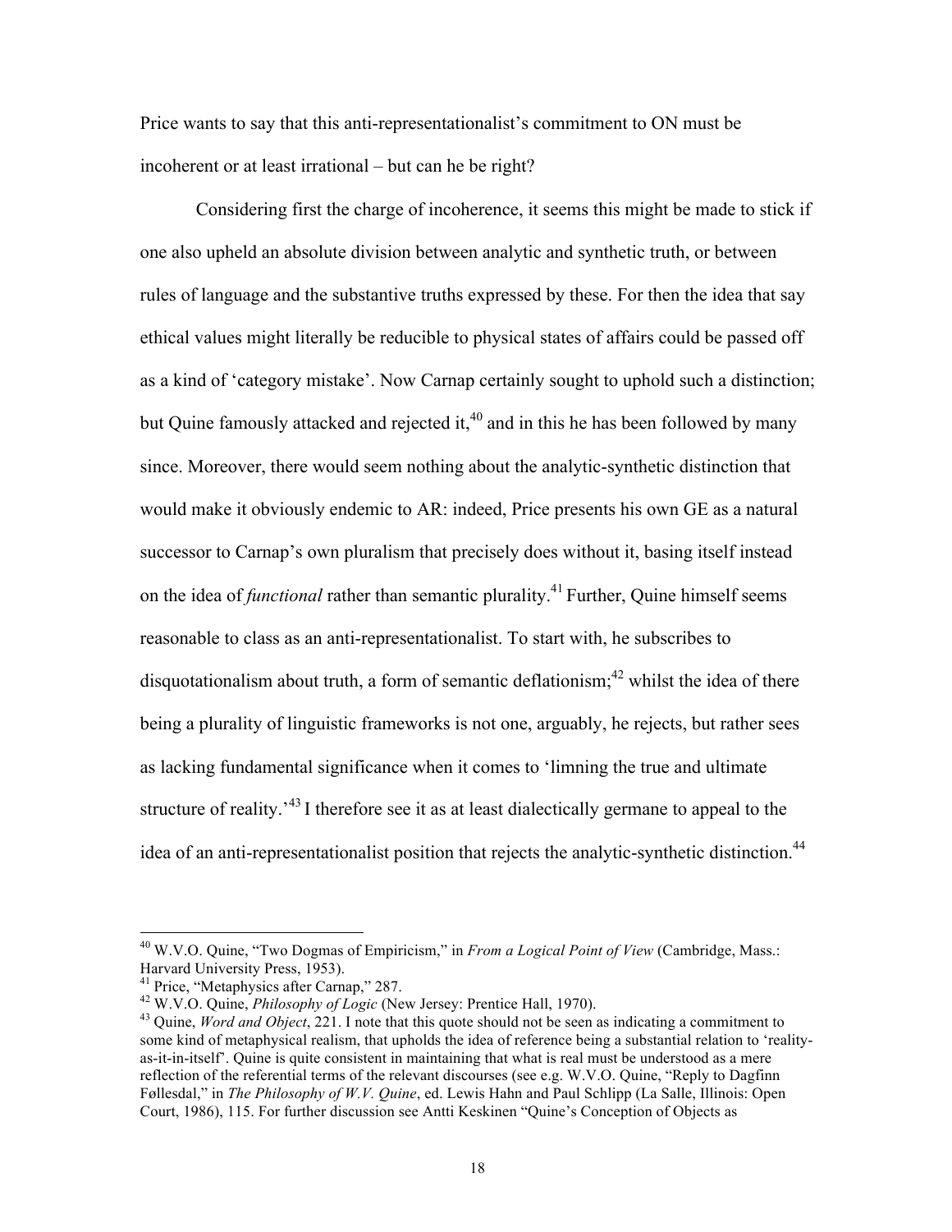Price wants to say that this anti-representationalist's commitment to ON must be incoherent or at least irrational – but can he be right?

Considering first the charge of incoherence, it seems this might be made to stick if one also upheld an absolute division between analytic and synthetic truth, or between rules of language and the substantive truths expressed by these. For then the idea that say ethical values might literally be reducible to physical states of affairs could be passed off as a kind of 'category mistake'. Now Carnap certainly sought to uphold such a distinction; but Quine famously attacked and rejected it,[40] and in this he has been followed by many since. Moreover, there would seem nothing about the analytic-synthetic distinction that would make it obviously endemic to AR: indeed, Price presents his own GE as a natural successor to Carnap's own pluralism that precisely does without it, basing itself instead on the idea of *functional* rather than semantic plurality.[41] Further, Quine himself seems reasonable to class as an anti-representationalist. To start with, he subscribes to disquotationalism about truth, a form of semantic deflationism;[42] whilst the idea of there being a plurality of linguistic frameworks is not one, arguably, he rejects, but rather sees as lacking fundamental significance when it comes to 'limning the true and ultimate structure of reality.'[43] I therefore see it as at least dialectically germane to appeal to the idea of an anti-representationalist position that rejects the analytic-synthetic distinction.[44]

---

[40] W.V.O. Quine, "Two Dogmas of Empiricism," in *From a Logical Point of View* (Cambridge, Mass.: Harvard University Press, 1953).

[41] Price, "Metaphysics after Carnap," 287.

[42] W.V.O. Quine, *Philosophy of Logic* (New Jersey: Prentice Hall, 1970).

[43] Quine, *Word and Object*, 221. I note that this quote should not be seen as indicating a commitment to some kind of metaphysical realism, that upholds the idea of reference being a substantial relation to 'reality-as-it-in-itself'. Quine is quite consistent in maintaining that what is real must be understood as a mere reflection of the referential terms of the relevant discourses (see e.g. W.V.O. Quine, "Reply to Dagfinn Føllesdal," in *The Philosophy of W.V. Quine*, ed. Lewis Hahn and Paul Schlipp (La Salle, Illinois: Open Court, 1986), 115. For further discussion see Antti Keskinen "Quine's Conception of Objects as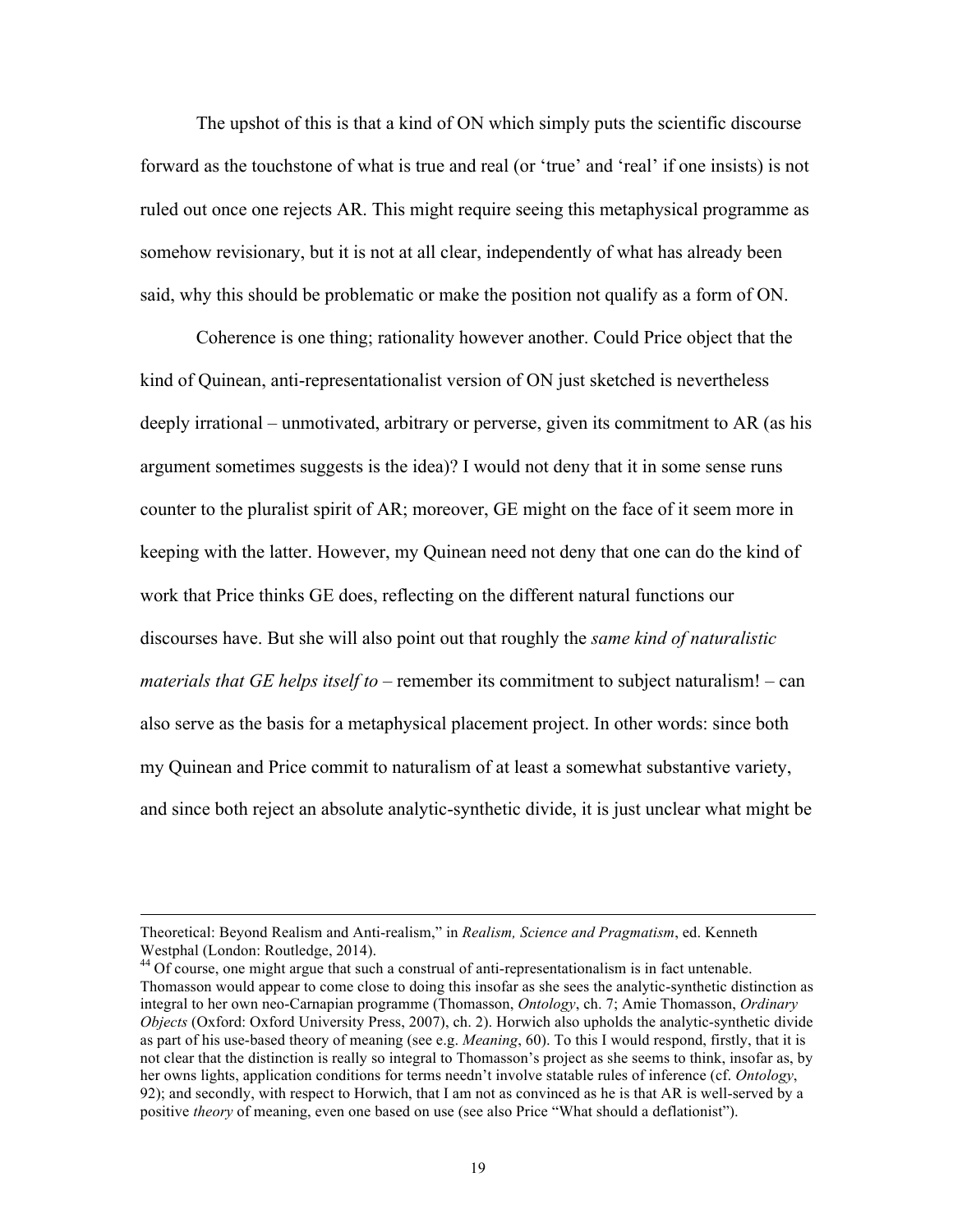The upshot of this is that a kind of ON which simply puts the scientific discourse forward as the touchstone of what is true and real (or 'true' and 'real' if one insists) is not ruled out once one rejects AR. This might require seeing this metaphysical programme as somehow revisionary, but it is not at all clear, independently of what has already been said, why this should be problematic or make the position not qualify as a form of ON.

Coherence is one thing; rationality however another. Could Price object that the kind of Quinean, anti-representationalist version of ON just sketched is nevertheless deeply irrational – unmotivated, arbitrary or perverse, given its commitment to AR (as his argument sometimes suggests is the idea)? I would not deny that it in some sense runs counter to the pluralist spirit of AR; moreover, GE might on the face of it seem more in keeping with the latter. However, my Quinean need not deny that one can do the kind of work that Price thinks GE does, reflecting on the different natural functions our discourses have. But she will also point out that roughly the *same kind of naturalistic materials that GE helps itself to* – remember its commitment to subject naturalism! – can also serve as the basis for a metaphysical placement project. In other words: since both my Quinean and Price commit to naturalism of at least a somewhat substantive variety, and since both reject an absolute analytic-synthetic divide, it is just unclear what might be

---

Theoretical: Beyond Realism and Anti-realism," in *Realism, Science and Pragmatism*, ed. Kenneth Westphal (London: Routledge, 2014).

[44] Of course, one might argue that such a construal of anti-representationalism is in fact untenable. Thomasson would appear to come close to doing this insofar as she sees the analytic-synthetic distinction as integral to her own neo-Carnapian programme (Thomasson, *Ontology*, ch. 7; Amie Thomasson, *Ordinary Objects* (Oxford: Oxford University Press, 2007), ch. 2). Horwich also upholds the analytic-synthetic divide as part of his use-based theory of meaning (see e.g. *Meaning*, 60). To this I would respond, firstly, that it is not clear that the distinction is really so integral to Thomasson's project as she seems to think, insofar as, by her owns lights, application conditions for terms needn't involve statable rules of inference (cf. *Ontology*, 92); and secondly, with respect to Horwich, that I am not as convinced as he is that AR is well-served by a positive *theory* of meaning, even one based on use (see also Price "What should a deflationist").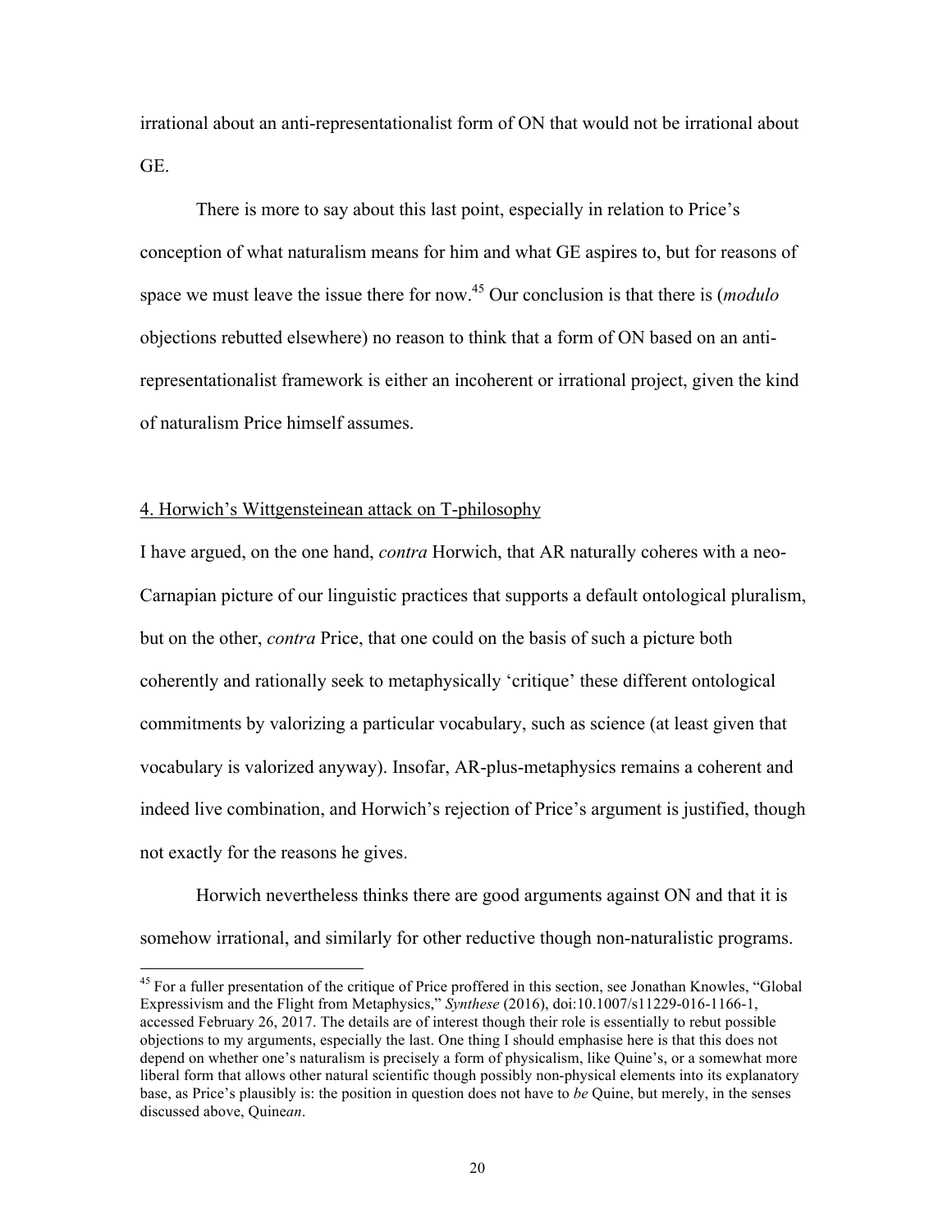irrational about an anti-representationalist form of ON that would not be irrational about GE.

There is more to say about this last point, especially in relation to Price's conception of what naturalism means for him and what GE aspires to, but for reasons of space we must leave the issue there for now.[45] Our conclusion is that there is (*modulo* objections rebutted elsewhere) no reason to think that a form of ON based on an anti-representationalist framework is either an incoherent or irrational project, given the kind of naturalism Price himself assumes.

## 4. Horwich's Wittgensteinean attack on T-philosophy

I have argued, on the one hand, *contra* Horwich, that AR naturally coheres with a neo-Carnapian picture of our linguistic practices that supports a default ontological pluralism, but on the other, *contra* Price, that one could on the basis of such a picture both coherently and rationally seek to metaphysically 'critique' these different ontological commitments by valorizing a particular vocabulary, such as science (at least given that vocabulary is valorized anyway). Insofar, AR-plus-metaphysics remains a coherent and indeed live combination, and Horwich's rejection of Price's argument is justified, though not exactly for the reasons he gives.

Horwich nevertheless thinks there are good arguments against ON and that it is somehow irrational, and similarly for other reductive though non-naturalistic programs.

[45] For a fuller presentation of the critique of Price proffered in this section, see Jonathan Knowles, "Global Expressivism and the Flight from Metaphysics," *Synthese* (2016), doi:10.1007/s11229-016-1166-1, accessed February 26, 2017. The details are of interest though their role is essentially to rebut possible objections to my arguments, especially the last. One thing I should emphasise here is that this does not depend on whether one's naturalism is precisely a form of physicalism, like Quine's, or a somewhat more liberal form that allows other natural scientific though possibly non-physical elements into its explanatory base, as Price's plausibly is: the position in question does not have to *be* Quine, but merely, in the senses discussed above, Quine*an*.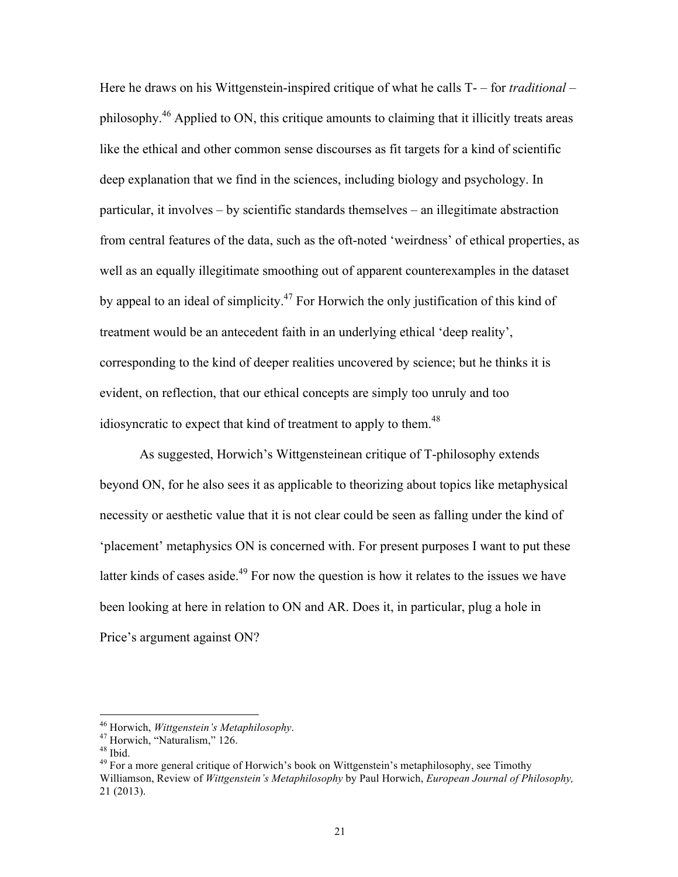Here he draws on his Wittgenstein-inspired critique of what he calls T- – for *traditional* – philosophy.[46] Applied to ON, this critique amounts to claiming that it illicitly treats areas like the ethical and other common sense discourses as fit targets for a kind of scientific deep explanation that we find in the sciences, including biology and psychology. In particular, it involves – by scientific standards themselves – an illegitimate abstraction from central features of the data, such as the oft-noted 'weirdness' of ethical properties, as well as an equally illegitimate smoothing out of apparent counterexamples in the dataset by appeal to an ideal of simplicity.[47] For Horwich the only justification of this kind of treatment would be an antecedent faith in an underlying ethical 'deep reality', corresponding to the kind of deeper realities uncovered by science; but he thinks it is evident, on reflection, that our ethical concepts are simply too unruly and too idiosyncratic to expect that kind of treatment to apply to them.[48]

As suggested, Horwich's Wittgensteinean critique of T-philosophy extends beyond ON, for he also sees it as applicable to theorizing about topics like metaphysical necessity or aesthetic value that it is not clear could be seen as falling under the kind of 'placement' metaphysics ON is concerned with. For present purposes I want to put these latter kinds of cases aside.[49] For now the question is how it relates to the issues we have been looking at here in relation to ON and AR. Does it, in particular, plug a hole in Price's argument against ON?

---

[46] Horwich, *Wittgenstein's Metaphilosophy*.

[47] Horwich, "Naturalism," 126.

[48] Ibid.

[49] For a more general critique of Horwich's book on Wittgenstein's metaphilosophy, see Timothy Williamson, Review of *Wittgenstein's Metaphilosophy* by Paul Horwich, *European Journal of Philosophy,* 21 (2013).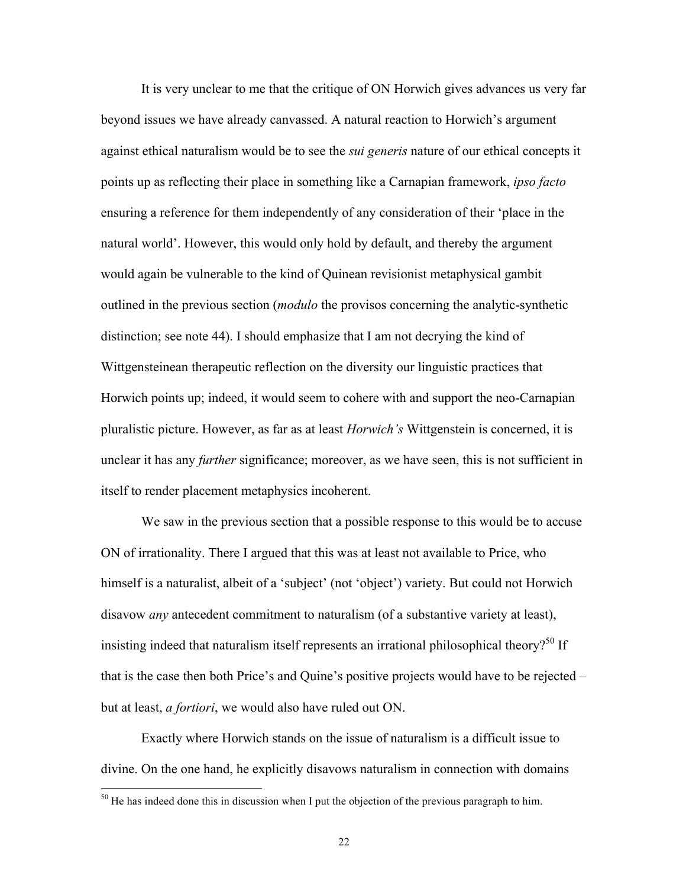It is very unclear to me that the critique of ON Horwich gives advances us very far beyond issues we have already canvassed. A natural reaction to Horwich's argument against ethical naturalism would be to see the *sui generis* nature of our ethical concepts it points up as reflecting their place in something like a Carnapian framework, *ipso facto* ensuring a reference for them independently of any consideration of their 'place in the natural world'. However, this would only hold by default, and thereby the argument would again be vulnerable to the kind of Quinean revisionist metaphysical gambit outlined in the previous section (*modulo* the provisos concerning the analytic-synthetic distinction; see note 44). I should emphasize that I am not decrying the kind of Wittgensteinean therapeutic reflection on the diversity our linguistic practices that Horwich points up; indeed, it would seem to cohere with and support the neo-Carnapian pluralistic picture. However, as far as at least *Horwich's* Wittgenstein is concerned, it is unclear it has any *further* significance; moreover, as we have seen, this is not sufficient in itself to render placement metaphysics incoherent.

We saw in the previous section that a possible response to this would be to accuse ON of irrationality. There I argued that this was at least not available to Price, who himself is a naturalist, albeit of a 'subject' (not 'object') variety. But could not Horwich disavow *any* antecedent commitment to naturalism (of a substantive variety at least), insisting indeed that naturalism itself represents an irrational philosophical theory?[50] If that is the case then both Price's and Quine's positive projects would have to be rejected – but at least, *a fortiori*, we would also have ruled out ON.

Exactly where Horwich stands on the issue of naturalism is a difficult issue to divine. On the one hand, he explicitly disavows naturalism in connection with domains

[50] He has indeed done this in discussion when I put the objection of the previous paragraph to him.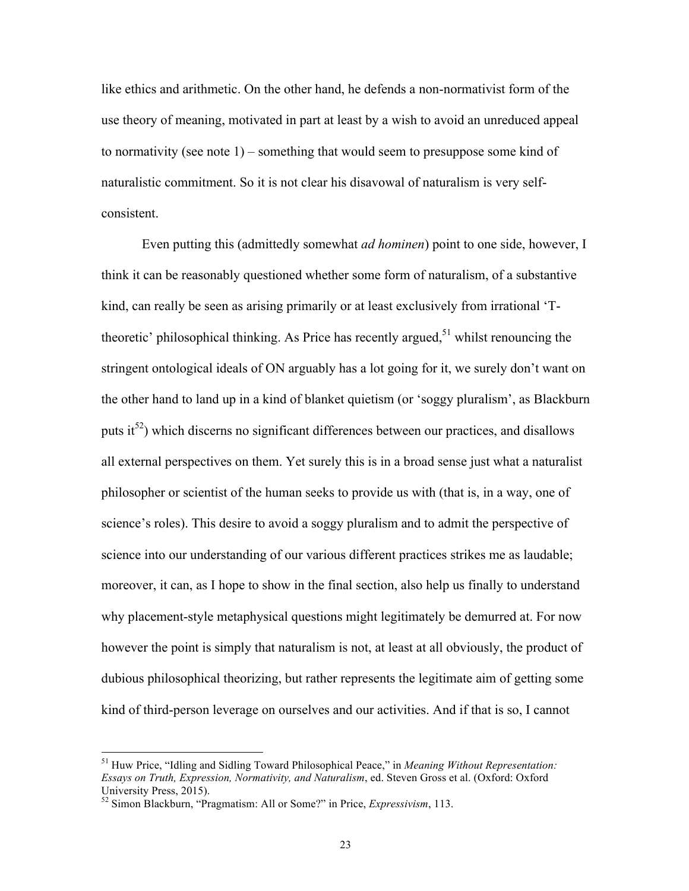like ethics and arithmetic. On the other hand, he defends a non-normativist form of the use theory of meaning, motivated in part at least by a wish to avoid an unreduced appeal to normativity (see note 1) – something that would seem to presuppose some kind of naturalistic commitment. So it is not clear his disavowal of naturalism is very self-consistent.

Even putting this (admittedly somewhat *ad hominen*) point to one side, however, I think it can be reasonably questioned whether some form of naturalism, of a substantive kind, can really be seen as arising primarily or at least exclusively from irrational 'T-theoretic' philosophical thinking. As Price has recently argued,[51] whilst renouncing the stringent ontological ideals of ON arguably has a lot going for it, we surely don't want on the other hand to land up in a kind of blanket quietism (or 'soggy pluralism', as Blackburn puts it[52]) which discerns no significant differences between our practices, and disallows all external perspectives on them. Yet surely this is in a broad sense just what a naturalist philosopher or scientist of the human seeks to provide us with (that is, in a way, one of science's roles). This desire to avoid a soggy pluralism and to admit the perspective of science into our understanding of our various different practices strikes me as laudable; moreover, it can, as I hope to show in the final section, also help us finally to understand why placement-style metaphysical questions might legitimately be demurred at. For now however the point is simply that naturalism is not, at least at all obviously, the product of dubious philosophical theorizing, but rather represents the legitimate aim of getting some kind of third-person leverage on ourselves and our activities. And if that is so, I cannot

---

[51] Huw Price, "Idling and Sidling Toward Philosophical Peace," in *Meaning Without Representation: Essays on Truth, Expression, Normativity, and Naturalism*, ed. Steven Gross et al. (Oxford: Oxford University Press, 2015).

[52] Simon Blackburn, "Pragmatism: All or Some?" in Price, *Expressivism*, 113.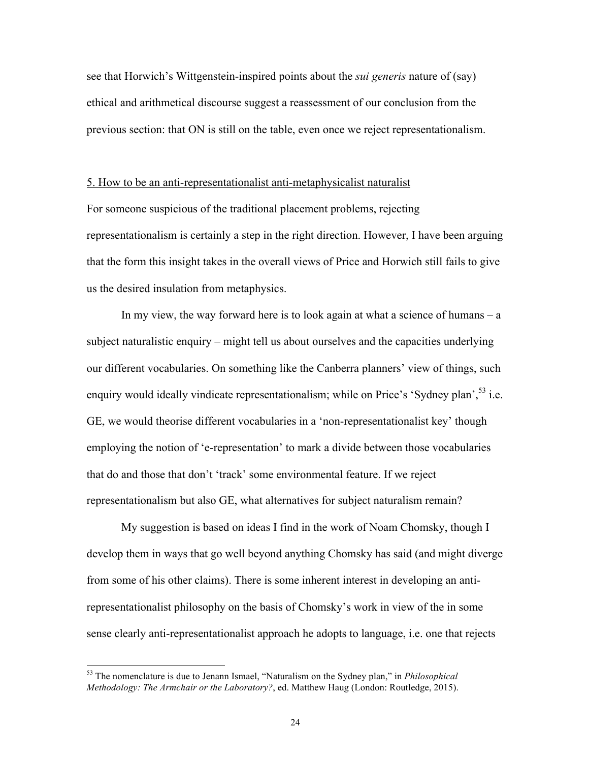see that Horwich's Wittgenstein-inspired points about the *sui generis* nature of (say) ethical and arithmetical discourse suggest a reassessment of our conclusion from the previous section: that ON is still on the table, even once we reject representationalism.

## 5. How to be an anti-representationalist anti-metaphysicalist naturalist

For someone suspicious of the traditional placement problems, rejecting representationalism is certainly a step in the right direction. However, I have been arguing that the form this insight takes in the overall views of Price and Horwich still fails to give us the desired insulation from metaphysics.

In my view, the way forward here is to look again at what a science of humans – a subject naturalistic enquiry – might tell us about ourselves and the capacities underlying our different vocabularies. On something like the Canberra planners' view of things, such enquiry would ideally vindicate representationalism; while on Price's 'Sydney plan',[53] i.e. GE, we would theorise different vocabularies in a 'non-representationalist key' though employing the notion of 'e-representation' to mark a divide between those vocabularies that do and those that don't 'track' some environmental feature. If we reject representationalism but also GE, what alternatives for subject naturalism remain?

My suggestion is based on ideas I find in the work of Noam Chomsky, though I develop them in ways that go well beyond anything Chomsky has said (and might diverge from some of his other claims). There is some inherent interest in developing an anti-representationalist philosophy on the basis of Chomsky's work in view of the in some sense clearly anti-representationalist approach he adopts to language, i.e. one that rejects

---

[53] The nomenclature is due to Jenann Ismael, "Naturalism on the Sydney plan," in *Philosophical Methodology: The Armchair or the Laboratory?*, ed. Matthew Haug (London: Routledge, 2015).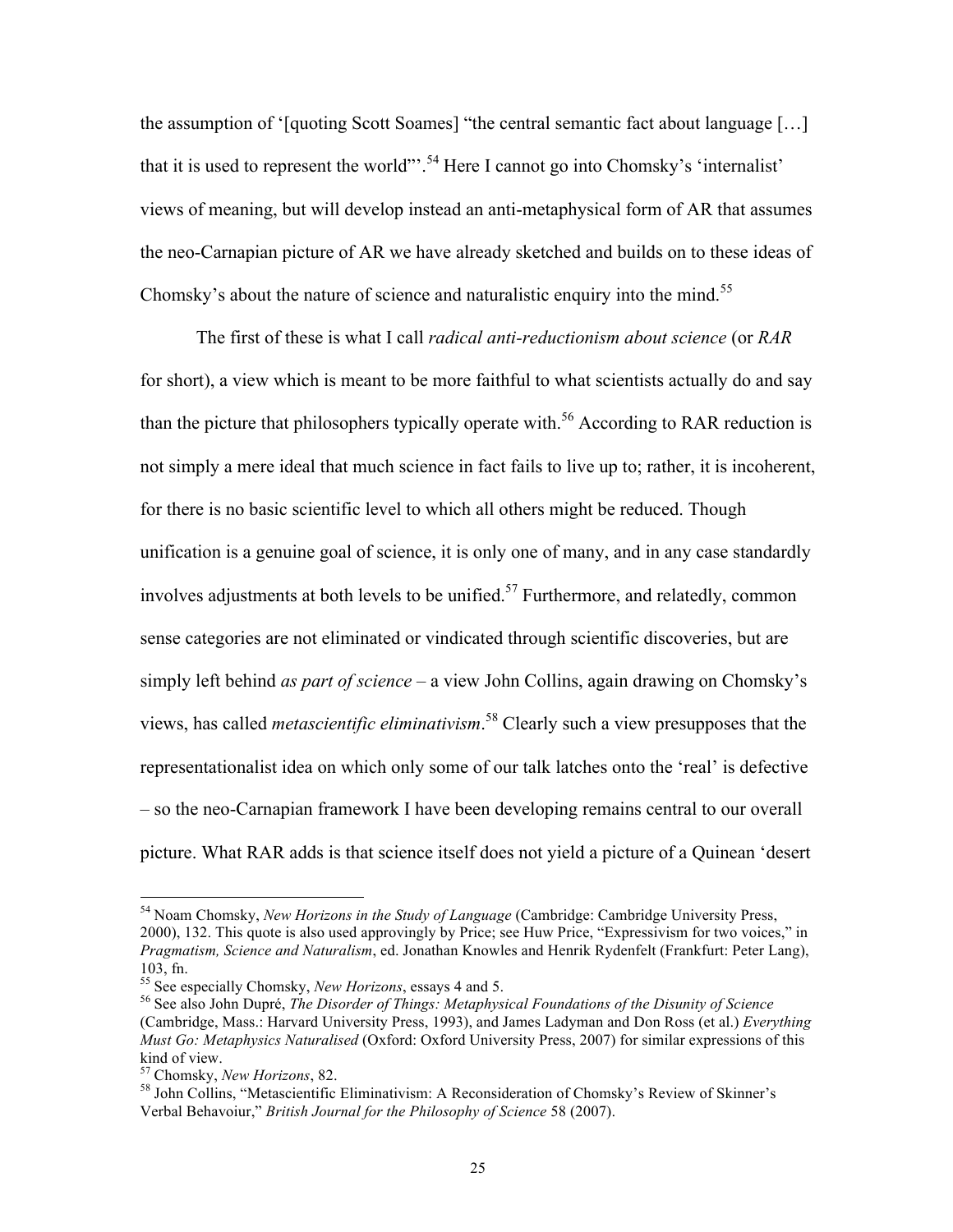the assumption of '[quoting Scott Soames] "the central semantic fact about language […] that it is used to represent the world"'.[54] Here I cannot go into Chomsky's 'internalist' views of meaning, but will develop instead an anti-metaphysical form of AR that assumes the neo-Carnapian picture of AR we have already sketched and builds on to these ideas of Chomsky's about the nature of science and naturalistic enquiry into the mind.[55]

The first of these is what I call *radical anti-reductionism about science* (or *RAR* for short), a view which is meant to be more faithful to what scientists actually do and say than the picture that philosophers typically operate with.[56] According to RAR reduction is not simply a mere ideal that much science in fact fails to live up to; rather, it is incoherent, for there is no basic scientific level to which all others might be reduced. Though unification is a genuine goal of science, it is only one of many, and in any case standardly involves adjustments at both levels to be unified.[57] Furthermore, and relatedly, common sense categories are not eliminated or vindicated through scientific discoveries, but are simply left behind *as part of science* – a view John Collins, again drawing on Chomsky's views, has called *metascientific eliminativism*.[58] Clearly such a view presupposes that the representationalist idea on which only some of our talk latches onto the 'real' is defective – so the neo-Carnapian framework I have been developing remains central to our overall picture. What RAR adds is that science itself does not yield a picture of a Quinean 'desert

---

[54] Noam Chomsky, *New Horizons in the Study of Language* (Cambridge: Cambridge University Press, 2000), 132. This quote is also used approvingly by Price; see Huw Price, "Expressivism for two voices," in *Pragmatism, Science and Naturalism*, ed. Jonathan Knowles and Henrik Rydenfelt (Frankfurt: Peter Lang), 103, fn.

[55] See especially Chomsky, *New Horizons*, essays 4 and 5.

[56] See also John Dupré, *The Disorder of Things: Metaphysical Foundations of the Disunity of Science* (Cambridge, Mass.: Harvard University Press, 1993), and James Ladyman and Don Ross (et al.) *Everything Must Go: Metaphysics Naturalised* (Oxford: Oxford University Press, 2007) for similar expressions of this kind of view.

[57] Chomsky, *New Horizons*, 82.

[58] John Collins, "Metascientific Eliminativism: A Reconsideration of Chomsky's Review of Skinner's Verbal Behavoiur," *British Journal for the Philosophy of Science* 58 (2007).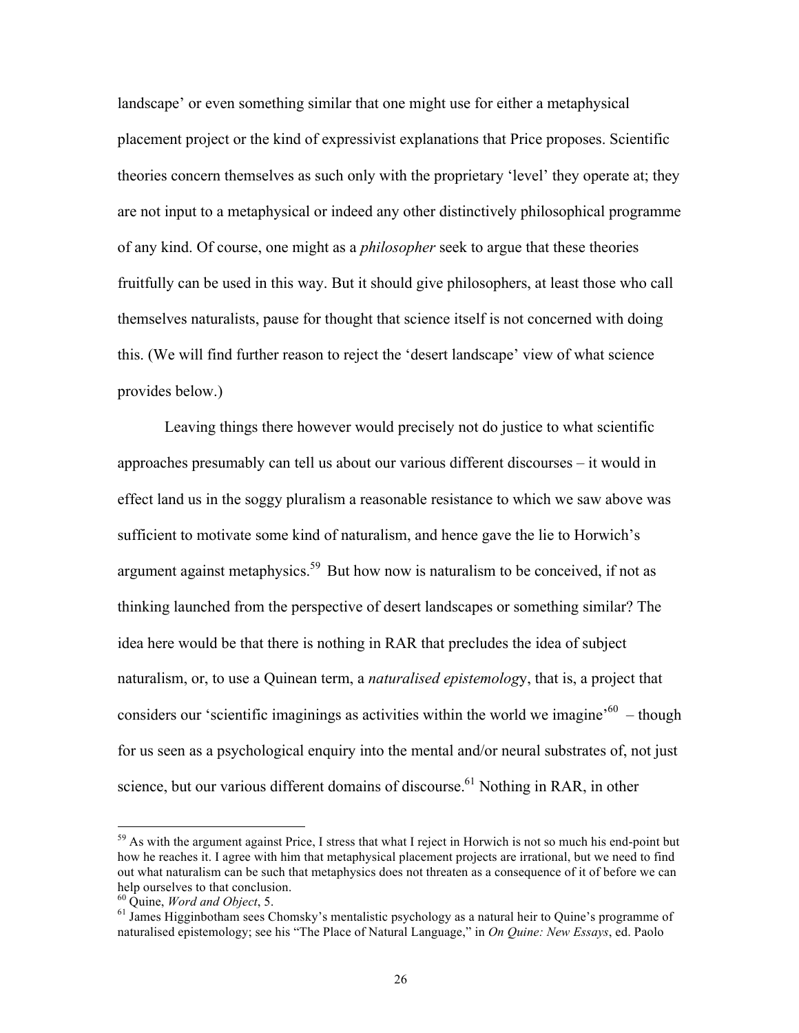landscape' or even something similar that one might use for either a metaphysical placement project or the kind of expressivist explanations that Price proposes. Scientific theories concern themselves as such only with the proprietary 'level' they operate at; they are not input to a metaphysical or indeed any other distinctively philosophical programme of any kind. Of course, one might as a *philosopher* seek to argue that these theories fruitfully can be used in this way. But it should give philosophers, at least those who call themselves naturalists, pause for thought that science itself is not concerned with doing this. (We will find further reason to reject the 'desert landscape' view of what science provides below.)

Leaving things there however would precisely not do justice to what scientific approaches presumably can tell us about our various different discourses – it would in effect land us in the soggy pluralism a reasonable resistance to which we saw above was sufficient to motivate some kind of naturalism, and hence gave the lie to Horwich's argument against metaphysics.[59] But how now is naturalism to be conceived, if not as thinking launched from the perspective of desert landscapes or something similar? The idea here would be that there is nothing in RAR that precludes the idea of subject naturalism, or, to use a Quinean term, a *naturalised epistemology*, that is, a project that considers our 'scientific imaginings as activities within the world we imagine'[60] – though for us seen as a psychological enquiry into the mental and/or neural substrates of, not just science, but our various different domains of discourse.[61] Nothing in RAR, in other

---

[59] As with the argument against Price, I stress that what I reject in Horwich is not so much his end-point but how he reaches it. I agree with him that metaphysical placement projects are irrational, but we need to find out what naturalism can be such that metaphysics does not threaten as a consequence of it of before we can help ourselves to that conclusion.

[60] Quine, *Word and Object*, 5.

[61] James Higginbotham sees Chomsky's mentalistic psychology as a natural heir to Quine's programme of naturalised epistemology; see his "The Place of Natural Language," in *On Quine: New Essays*, ed. Paolo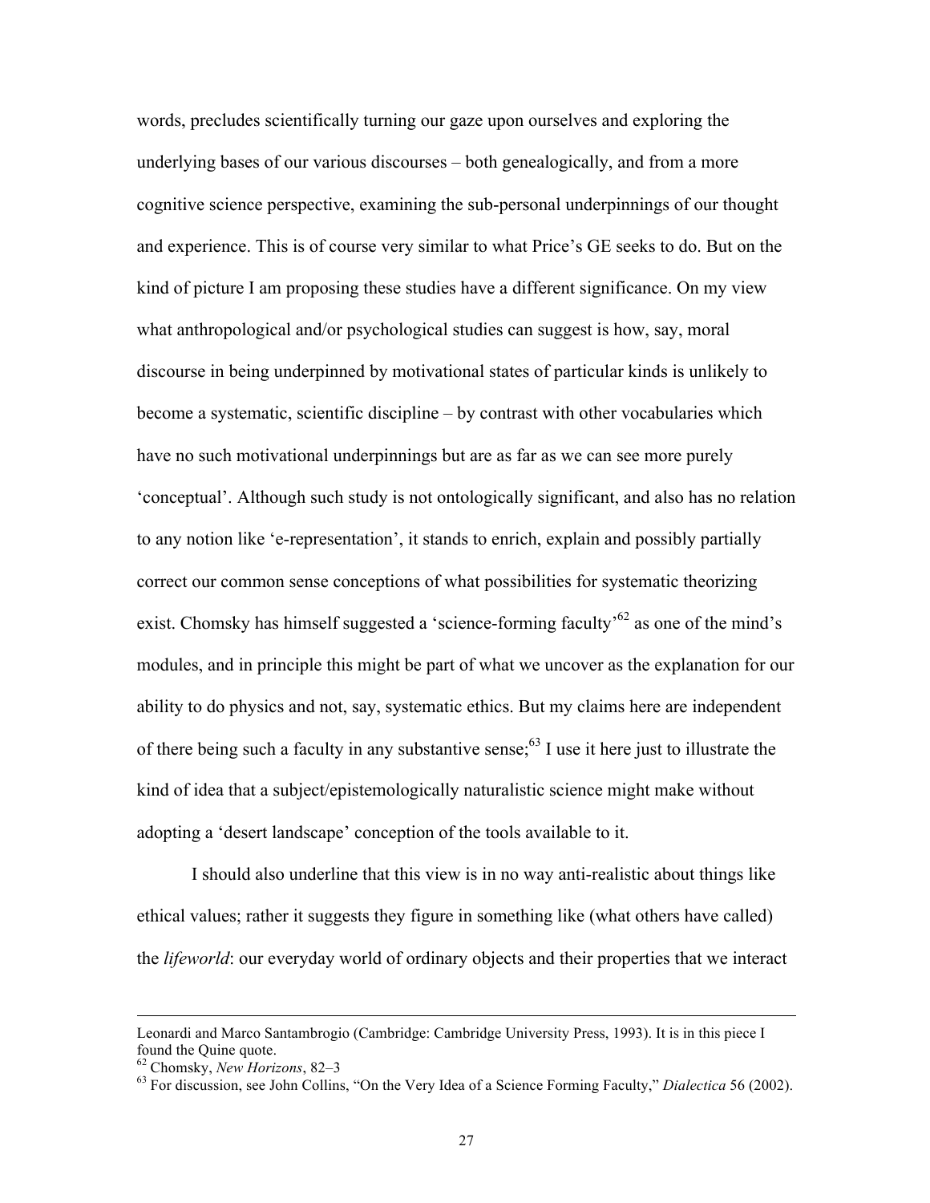words, precludes scientifically turning our gaze upon ourselves and exploring the underlying bases of our various discourses – both genealogically, and from a more cognitive science perspective, examining the sub-personal underpinnings of our thought and experience. This is of course very similar to what Price's GE seeks to do. But on the kind of picture I am proposing these studies have a different significance. On my view what anthropological and/or psychological studies can suggest is how, say, moral discourse in being underpinned by motivational states of particular kinds is unlikely to become a systematic, scientific discipline – by contrast with other vocabularies which have no such motivational underpinnings but are as far as we can see more purely 'conceptual'. Although such study is not ontologically significant, and also has no relation to any notion like 'e-representation', it stands to enrich, explain and possibly partially correct our common sense conceptions of what possibilities for systematic theorizing exist. Chomsky has himself suggested a 'science-forming faculty'[62] as one of the mind's modules, and in principle this might be part of what we uncover as the explanation for our ability to do physics and not, say, systematic ethics. But my claims here are independent of there being such a faculty in any substantive sense;[63] I use it here just to illustrate the kind of idea that a subject/epistemologically naturalistic science might make without adopting a 'desert landscape' conception of the tools available to it.

I should also underline that this view is in no way anti-realistic about things like ethical values; rather it suggests they figure in something like (what others have called) the *lifeworld*: our everyday world of ordinary objects and their properties that we interact

---

Leonardi and Marco Santambrogio (Cambridge: Cambridge University Press, 1993). It is in this piece I found the Quine quote.

[62] Chomsky, *New Horizons*, 82–3

[63] For discussion, see John Collins, "On the Very Idea of a Science Forming Faculty," *Dialectica* 56 (2002).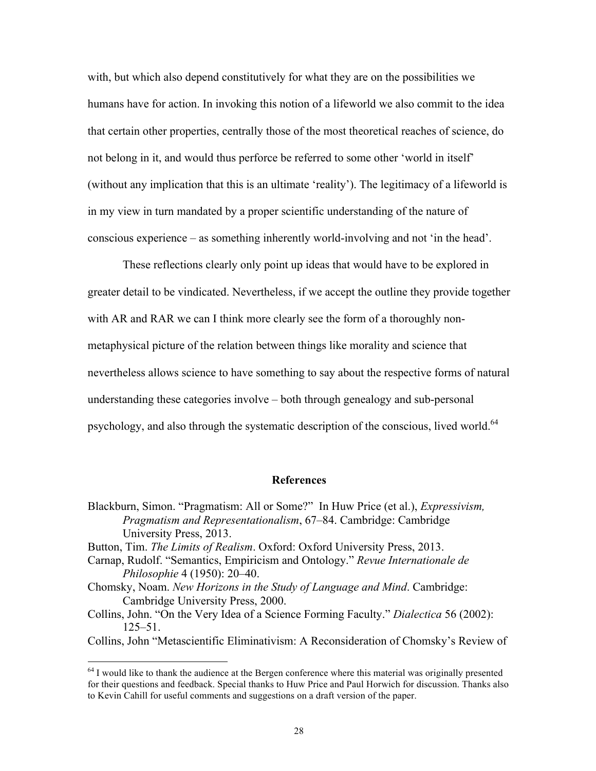with, but which also depend constitutively for what they are on the possibilities we humans have for action. In invoking this notion of a lifeworld we also commit to the idea that certain other properties, centrally those of the most theoretical reaches of science, do not belong in it, and would thus perforce be referred to some other 'world in itself' (without any implication that this is an ultimate 'reality'). The legitimacy of a lifeworld is in my view in turn mandated by a proper scientific understanding of the nature of conscious experience – as something inherently world-involving and not 'in the head'.

These reflections clearly only point up ideas that would have to be explored in greater detail to be vindicated. Nevertheless, if we accept the outline they provide together with AR and RAR we can I think more clearly see the form of a thoroughly non-metaphysical picture of the relation between things like morality and science that nevertheless allows science to have something to say about the respective forms of natural understanding these categories involve – both through genealogy and sub-personal psychology, and also through the systematic description of the conscious, lived world.[64]

## References

Blackburn, Simon. "Pragmatism: All or Some?" In Huw Price (et al.), *Expressivism, Pragmatism and Representationalism*, 67–84. Cambridge: Cambridge University Press, 2013.

Button, Tim. *The Limits of Realism*. Oxford: Oxford University Press, 2013.

Carnap, Rudolf. "Semantics, Empiricism and Ontology." *Revue Internationale de Philosophie* 4 (1950): 20–40.

Chomsky, Noam. *New Horizons in the Study of Language and Mind*. Cambridge: Cambridge University Press, 2000.

Collins, John. "On the Very Idea of a Science Forming Faculty." *Dialectica* 56 (2002): 125–51.

Collins, John "Metascientific Eliminativism: A Reconsideration of Chomsky's Review of

---

[64] I would like to thank the audience at the Bergen conference where this material was originally presented for their questions and feedback. Special thanks to Huw Price and Paul Horwich for discussion. Thanks also to Kevin Cahill for useful comments and suggestions on a draft version of the paper.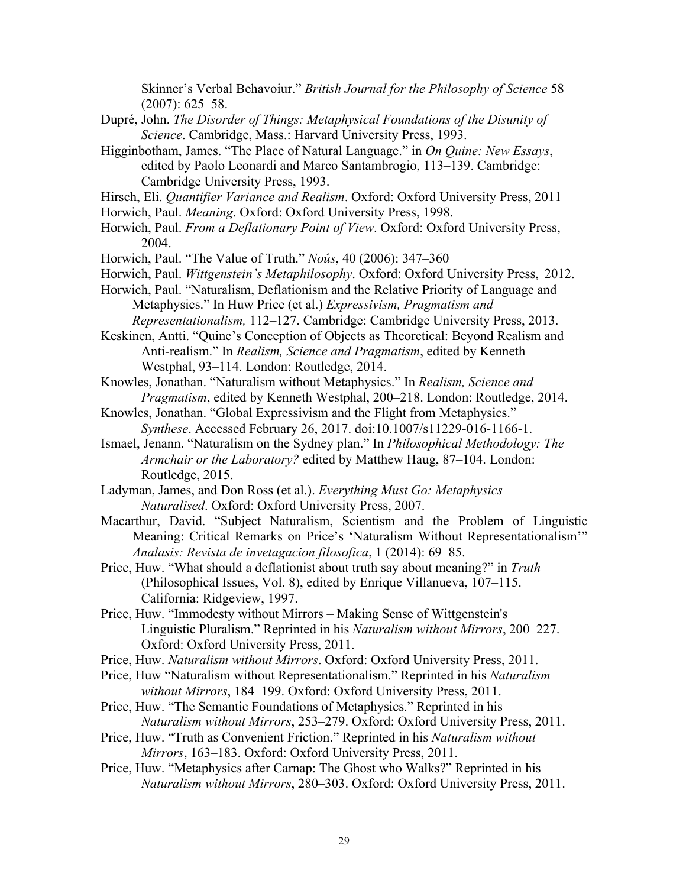Skinner's Verbal Behavoiur." *British Journal for the Philosophy of Science* 58 (2007): 625–58.

Dupré, John. *The Disorder of Things: Metaphysical Foundations of the Disunity of Science*. Cambridge, Mass.: Harvard University Press, 1993.

Higginbotham, James. "The Place of Natural Language." in *On Quine: New Essays*, edited by Paolo Leonardi and Marco Santambrogio, 113–139. Cambridge: Cambridge University Press, 1993.

Hirsch, Eli. *Quantifier Variance and Realism*. Oxford: Oxford University Press, 2011

Horwich, Paul. *Meaning*. Oxford: Oxford University Press, 1998.

Horwich, Paul. *From a Deflationary Point of View*. Oxford: Oxford University Press, 2004.

Horwich, Paul. "The Value of Truth." *Noûs*, 40 (2006): 347–360

Horwich, Paul. *Wittgenstein's Metaphilosophy*. Oxford: Oxford University Press, 2012.

Horwich, Paul. "Naturalism, Deflationism and the Relative Priority of Language and Metaphysics." In Huw Price (et al.) *Expressivism, Pragmatism and Representationalism,* 112–127. Cambridge: Cambridge University Press, 2013.

Keskinen, Antti. "Quine's Conception of Objects as Theoretical: Beyond Realism and Anti-realism." In *Realism, Science and Pragmatism*, edited by Kenneth Westphal, 93–114. London: Routledge, 2014.

Knowles, Jonathan. "Naturalism without Metaphysics." In *Realism, Science and Pragmatism*, edited by Kenneth Westphal, 200–218. London: Routledge, 2014.

Knowles, Jonathan. "Global Expressivism and the Flight from Metaphysics." *Synthese*. Accessed February 26, 2017. doi:10.1007/s11229-016-1166-1.

Ismael, Jenann. "Naturalism on the Sydney plan." In *Philosophical Methodology: The Armchair or the Laboratory?* edited by Matthew Haug, 87–104. London: Routledge, 2015.

Ladyman, James, and Don Ross (et al.). *Everything Must Go: Metaphysics Naturalised*. Oxford: Oxford University Press, 2007.

Macarthur, David. "Subject Naturalism, Scientism and the Problem of Linguistic Meaning: Critical Remarks on Price's 'Naturalism Without Representationalism'" *Analasis: Revista de invetagacion filosofica*, 1 (2014): 69–85.

Price, Huw. "What should a deflationist about truth say about meaning?" in *Truth* (Philosophical Issues, Vol. 8), edited by Enrique Villanueva, 107–115. California: Ridgeview, 1997.

Price, Huw. "Immodesty without Mirrors – Making Sense of Wittgenstein's Linguistic Pluralism." Reprinted in his *Naturalism without Mirrors*, 200–227. Oxford: Oxford University Press, 2011.

Price, Huw. *Naturalism without Mirrors*. Oxford: Oxford University Press, 2011.

Price, Huw "Naturalism without Representationalism." Reprinted in his *Naturalism without Mirrors*, 184–199. Oxford: Oxford University Press, 2011.

Price, Huw. "The Semantic Foundations of Metaphysics." Reprinted in his *Naturalism without Mirrors*, 253–279. Oxford: Oxford University Press, 2011.

Price, Huw. "Truth as Convenient Friction." Reprinted in his *Naturalism without Mirrors*, 163–183. Oxford: Oxford University Press, 2011.

Price, Huw. "Metaphysics after Carnap: The Ghost who Walks?" Reprinted in his *Naturalism without Mirrors*, 280–303. Oxford: Oxford University Press, 2011.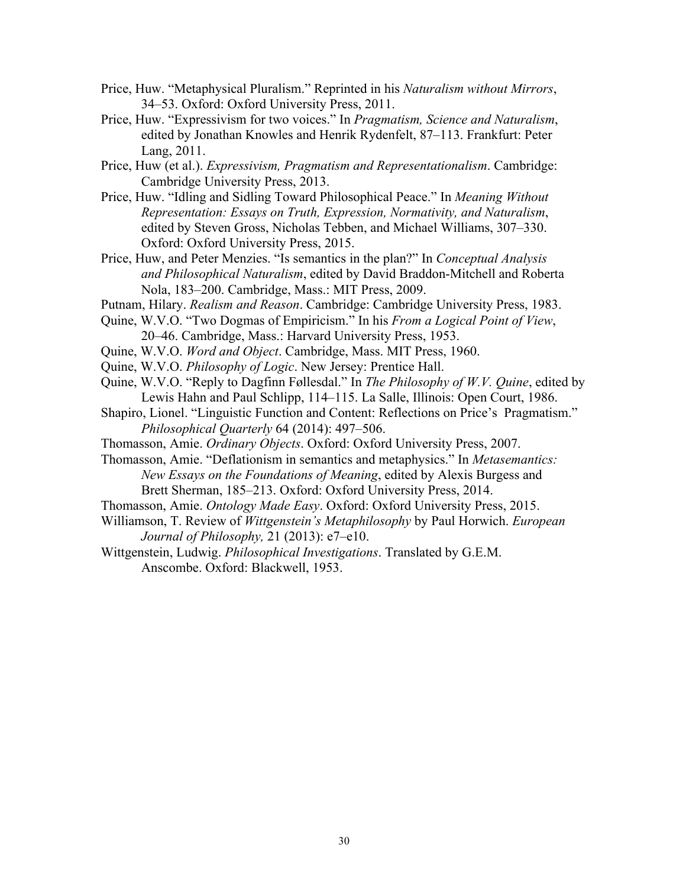Price, Huw. “Metaphysical Pluralism.” Reprinted in his *Naturalism without Mirrors*, 34–53. Oxford: Oxford University Press, 2011.

Price, Huw. “Expressivism for two voices.” In *Pragmatism, Science and Naturalism*, edited by Jonathan Knowles and Henrik Rydenfelt, 87–113. Frankfurt: Peter Lang, 2011.

Price, Huw (et al.). *Expressivism, Pragmatism and Representationalism*. Cambridge: Cambridge University Press, 2013.

Price, Huw. “Idling and Sidling Toward Philosophical Peace.” In *Meaning Without Representation: Essays on Truth, Expression, Normativity, and Naturalism*, edited by Steven Gross, Nicholas Tebben, and Michael Williams, 307–330. Oxford: Oxford University Press, 2015.

Price, Huw, and Peter Menzies. “Is semantics in the plan?” In *Conceptual Analysis and Philosophical Naturalism*, edited by David Braddon-Mitchell and Roberta Nola, 183–200. Cambridge, Mass.: MIT Press, 2009.

Putnam, Hilary. *Realism and Reason*. Cambridge: Cambridge University Press, 1983.

Quine, W.V.O. “Two Dogmas of Empiricism.” In his *From a Logical Point of View*, 20–46. Cambridge, Mass.: Harvard University Press, 1953.

Quine, W.V.O. *Word and Object*. Cambridge, Mass. MIT Press, 1960.

Quine, W.V.O. *Philosophy of Logic*. New Jersey: Prentice Hall.

Quine, W.V.O. “Reply to Dagfinn Føllesdal.” In *The Philosophy of W.V. Quine*, edited by Lewis Hahn and Paul Schlipp, 114–115. La Salle, Illinois: Open Court, 1986.

Shapiro, Lionel. “Linguistic Function and Content: Reflections on Price’s Pragmatism.” *Philosophical Quarterly* 64 (2014): 497–506.

Thomasson, Amie. *Ordinary Objects*. Oxford: Oxford University Press, 2007.

Thomasson, Amie. “Deflationism in semantics and metaphysics.” In *Metasemantics: New Essays on the Foundations of Meaning*, edited by Alexis Burgess and Brett Sherman, 185–213. Oxford: Oxford University Press, 2014.

Thomasson, Amie. *Ontology Made Easy*. Oxford: Oxford University Press, 2015.

Williamson, T. Review of *Wittgenstein’s Metaphilosophy* by Paul Horwich. *European Journal of Philosophy,* 21 (2013): e7–e10.

Wittgenstein, Ludwig. *Philosophical Investigations*. Translated by G.E.M. Anscombe. Oxford: Blackwell, 1953.